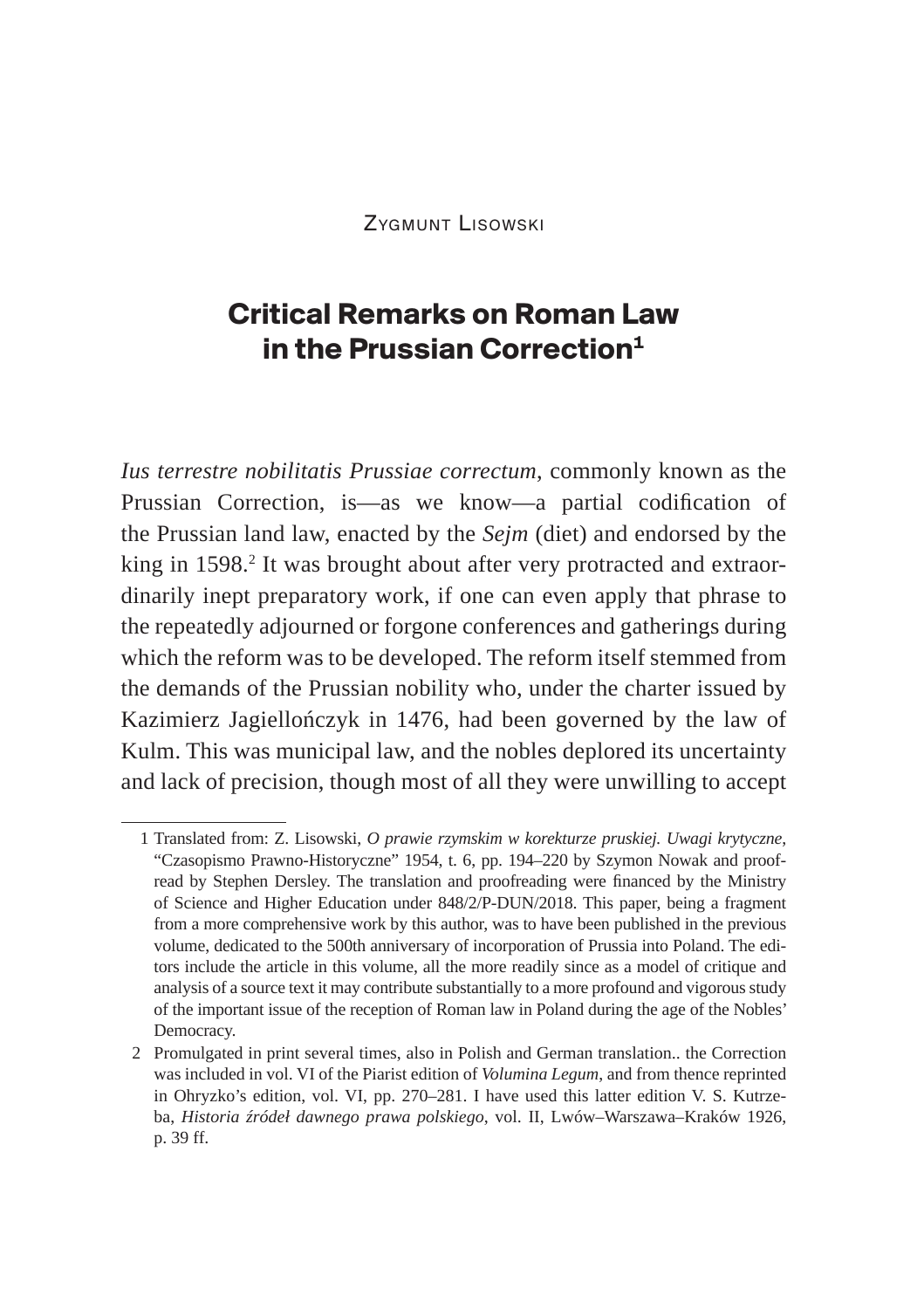Zygmunt Lisowski

# Critical Remarks on Roman Law in the Prussian Correction[1]

*Ius terrestre nobilitatis Prussiae correctum*, commonly known as the Prussian Correction, is—as we know—a partial codification of the Prussian land law, enacted by the *Sejm* (diet) and endorsed by the king in 1598.[2] It was brought about after very protracted and extraordinarily inept preparatory work, if one can even apply that phrase to the repeatedly adjourned or forgone conferences and gatherings during which the reform was to be developed. The reform itself stemmed from the demands of the Prussian nobility who, under the charter issued by Kazimierz Jagiellończyk in 1476, had been governed by the law of Kulm. This was municipal law, and the nobles deplored its uncertainty and lack of precision, though most of all they were unwilling to accept

---

1 Translated from: Z. Lisowski, *O prawie rzymskim w korekturze pruskiej. Uwagi krytyczne*, "Czasopismo Prawno-Historyczne" 1954, t. 6, pp. 194–220 by Szymon Nowak and proofread by Stephen Dersley. The translation and proofreading were financed by the Ministry of Science and Higher Education under 848/2/P-DUN/2018. This paper, being a fragment from a more comprehensive work by this author, was to have been published in the previous volume, dedicated to the 500th anniversary of incorporation of Prussia into Poland. The editors include the article in this volume, all the more readily since as a model of critique and analysis of a source text it may contribute substantially to a more profound and vigorous study of the important issue of the reception of Roman law in Poland during the age of the Nobles' Democracy.

2 Promulgated in print several times, also in Polish and German translation.. the Correction was included in vol. VI of the Piarist edition of *Volumina Legum*, and from thence reprinted in Ohryzko's edition, vol. VI, pp. 270–281. I have used this latter edition V. S. Kutrzeba, *Historia źródeł dawnego prawa polskiego*, vol. II, Lwów–Warszawa–Kraków 1926, p. 39 ff.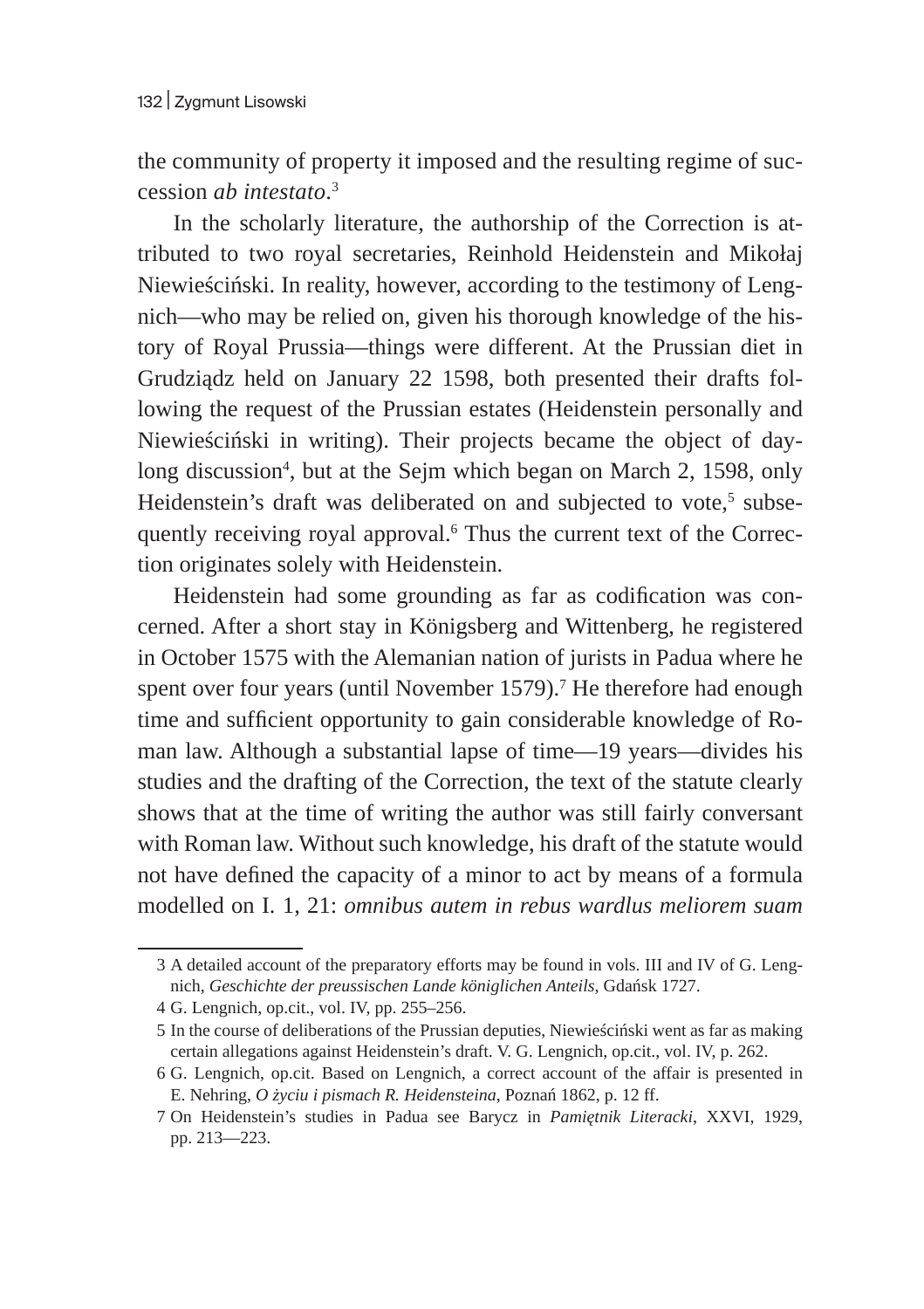the community of property it imposed and the resulting regime of succession *ab intestato*.[3]

In the scholarly literature, the authorship of the Correction is attributed to two royal secretaries, Reinhold Heidenstein and Mikołaj Niewieściński. In reality, however, according to the testimony of Lengnich—who may be relied on, given his thorough knowledge of the history of Royal Prussia—things were different. At the Prussian diet in Grudziądz held on January 22 1598, both presented their drafts following the request of the Prussian estates (Heidenstein personally and Niewieściński in writing). Their projects became the object of day-long discussion[4], but at the Sejm which began on March 2, 1598, only Heidenstein's draft was deliberated on and subjected to vote,[5] subsequently receiving royal approval.[6] Thus the current text of the Correction originates solely with Heidenstein.

Heidenstein had some grounding as far as codification was concerned. After a short stay in Königsberg and Wittenberg, he registered in October 1575 with the Alemanian nation of jurists in Padua where he spent over four years (until November 1579).[7] He therefore had enough time and sufficient opportunity to gain considerable knowledge of Roman law. Although a substantial lapse of time—19 years—divides his studies and the drafting of the Correction, the text of the statute clearly shows that at the time of writing the author was still fairly conversant with Roman law. Without such knowledge, his draft of the statute would not have defined the capacity of a minor to act by means of a formula modelled on I. 1, 21: *omnibus autem in rebus wardlus meliorem suam*

---

3 A detailed account of the preparatory efforts may be found in vols. III and IV of G. Lengnich, *Geschichte der preussischen Lande königlichen Anteils*, Gdańsk 1727.

4 G. Lengnich, op.cit., vol. IV, pp. 255–256.

5 In the course of deliberations of the Prussian deputies, Niewieściński went as far as making certain allegations against Heidenstein's draft. V. G. Lengnich, op.cit., vol. IV, p. 262.

6 G. Lengnich, op.cit. Based on Lengnich, a correct account of the affair is presented in E. Nehring, *O życiu i pismach R. Heidensteina*, Poznań 1862, p. 12 ff.

7 On Heidenstein's studies in Padua see Barycz in *Pamiętnik Literacki*, XXVI, 1929, pp. 213—223.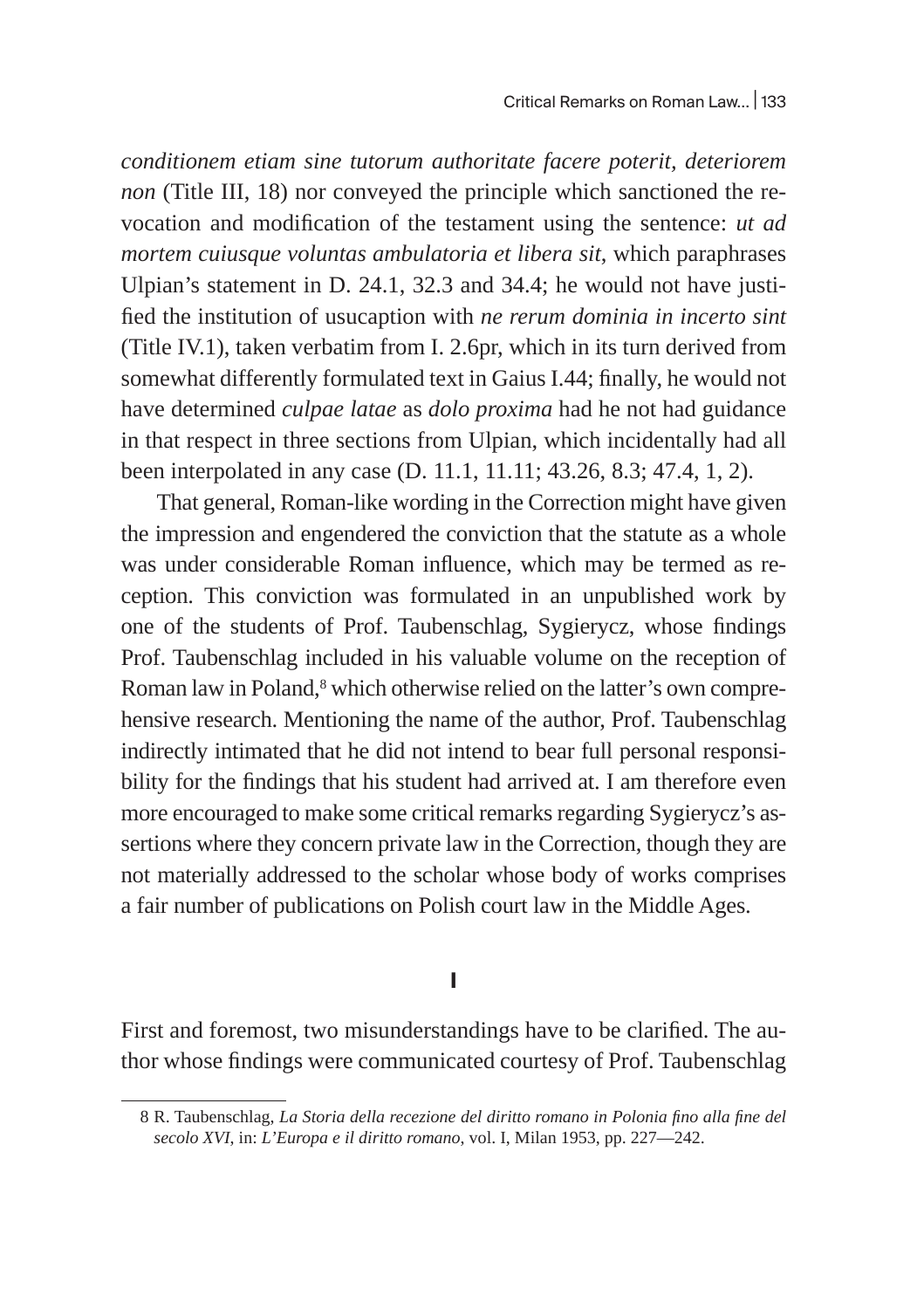*conditionem etiam sine tutorum authoritate facere poterit, deteriorem non* (Title III, 18) nor conveyed the principle which sanctioned the revocation and modification of the testament using the sentence: *ut ad mortem cuiusque voluntas ambulatoria et libera sit*, which paraphrases Ulpian's statement in D. 24.1, 32.3 and 34.4; he would not have justified the institution of usucaption with *ne rerum dominia in incerto sint* (Title IV.1), taken verbatim from I. 2.6pr, which in its turn derived from somewhat differently formulated text in Gaius I.44; finally, he would not have determined *culpae latae* as *dolo proxima* had he not had guidance in that respect in three sections from Ulpian, which incidentally had all been interpolated in any case (D. 11.1, 11.11; 43.26, 8.3; 47.4, 1, 2).

That general, Roman-like wording in the Correction might have given the impression and engendered the conviction that the statute as a whole was under considerable Roman influence, which may be termed as reception. This conviction was formulated in an unpublished work by one of the students of Prof. Taubenschlag, Sygierycz, whose findings Prof. Taubenschlag included in his valuable volume on the reception of Roman law in Poland,[8] which otherwise relied on the latter's own comprehensive research. Mentioning the name of the author, Prof. Taubenschlag indirectly intimated that he did not intend to bear full personal responsibility for the findings that his student had arrived at. I am therefore even more encouraged to make some critical remarks regarding Sygierycz's assertions where they concern private law in the Correction, though they are not materially addressed to the scholar whose body of works comprises a fair number of publications on Polish court law in the Middle Ages.

## I

First and foremost, two misunderstandings have to be clarified. The author whose findings were communicated courtesy of Prof. Taubenschlag

---

8 R. Taubenschlag, *La Storia della recezione del diritto romano in Polonia fino alla fine del secolo XVI*, in: *L'Europa e il diritto romano*, vol. I, Milan 1953, pp. 227—242.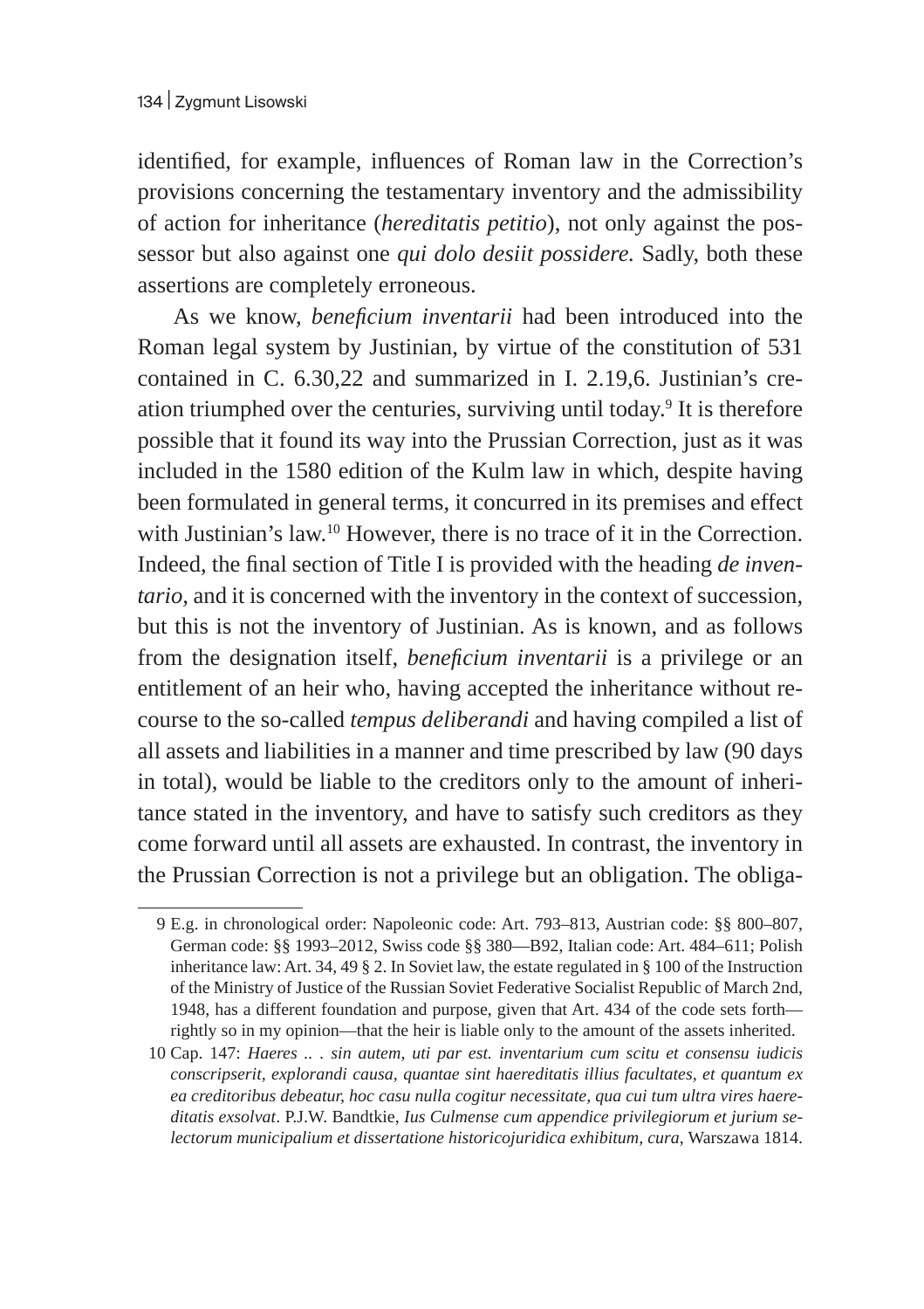identified, for example, influences of Roman law in the Correction's provisions concerning the testamentary inventory and the admissibility of action for inheritance (*hereditatis petitio*), not only against the possessor but also against one *qui dolo desiit possidere.* Sadly, both these assertions are completely erroneous.

As we know, *beneficium inventarii* had been introduced into the Roman legal system by Justinian, by virtue of the constitution of 531 contained in C. 6.30,22 and summarized in I. 2.19,6. Justinian's creation triumphed over the centuries, surviving until today.[9] It is therefore possible that it found its way into the Prussian Correction, just as it was included in the 1580 edition of the Kulm law in which, despite having been formulated in general terms, it concurred in its premises and effect with Justinian's law.[10] However, there is no trace of it in the Correction. Indeed, the final section of Title I is provided with the heading *de inventario,* and it is concerned with the inventory in the context of succession, but this is not the inventory of Justinian. As is known, and as follows from the designation itself, *beneficium inventarii* is a privilege or an entitlement of an heir who, having accepted the inheritance without recourse to the so-called *tempus deliberandi* and having compiled a list of all assets and liabilities in a manner and time prescribed by law (90 days in total), would be liable to the creditors only to the amount of inheritance stated in the inventory, and have to satisfy such creditors as they come forward until all assets are exhausted. In contrast, the inventory in the Prussian Correction is not a privilege but an obligation. The obliga-

---

9 E.g. in chronological order: Napoleonic code: Art. 793–813, Austrian code: §§ 800–807, German code: §§ 1993–2012, Swiss code §§ 380—B92, Italian code: Art. 484–611; Polish inheritance law: Art. 34, 49 § 2. In Soviet law, the estate regulated in § 100 of the Instruction of the Ministry of Justice of the Russian Soviet Federative Socialist Republic of March 2nd, 1948, has a different foundation and purpose, given that Art. 434 of the code sets forth—rightly so in my opinion—that the heir is liable only to the amount of the assets inherited.

10 Cap. 147: *Haeres .. . sin autem, uti par est. inventarium cum scitu et consensu iudicis conscripserit, explorandi causa, quantae sint haereditatis illius facultates, et quantum ex ea creditoribus debeatur, hoc casu nulla cogitur necessitate, qua cui tum ultra vires haereditatis exsolvat*. P.J.W. Bandtkie, *Ius Culmense cum appendice privilegiorum et jurium selectorum municipalium et dissertatione historicojuridica exhibitum, cura*, Warszawa 1814.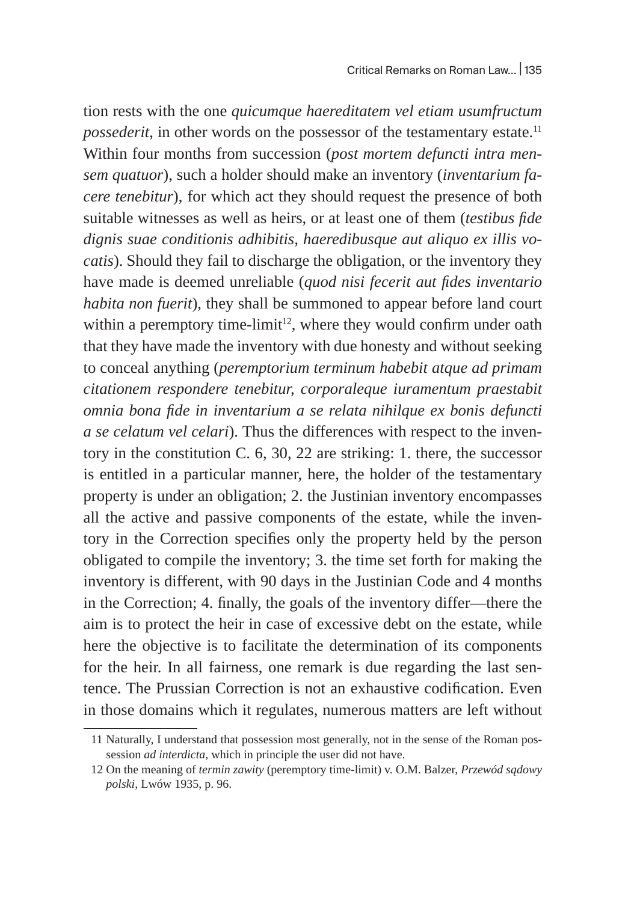tion rests with the one *quicumque haereditatem vel etiam usumfructum possederit*, in other words on the possessor of the testamentary estate.[11] Within four months from succession (*post mortem defuncti intra mensem quatuor*), such a holder should make an inventory (*inventarium facere tenebitur*), for which act they should request the presence of both suitable witnesses as well as heirs, or at least one of them (*testibus fide dignis suae conditionis adhibitis, haeredibusque aut aliquo ex illis vocatis*). Should they fail to discharge the obligation, or the inventory they have made is deemed unreliable (*quod nisi fecerit aut fides inventario habita non fuerit*), they shall be summoned to appear before land court within a peremptory time-limit[12], where they would confirm under oath that they have made the inventory with due honesty and without seeking to conceal anything (*peremptorium terminum habebit atque ad primam citationem respondere tenebitur, corporaleque iuramentum praestabit omnia bona fide in inventarium a se relata nihilque ex bonis defuncti a se celatum vel celari*). Thus the differences with respect to the inventory in the constitution C. 6, 30, 22 are striking: 1. there, the successor is entitled in a particular manner, here, the holder of the testamentary property is under an obligation; 2. the Justinian inventory encompasses all the active and passive components of the estate, while the inventory in the Correction specifies only the property held by the person obligated to compile the inventory; 3. the time set forth for making the inventory is different, with 90 days in the Justinian Code and 4 months in the Correction; 4. finally, the goals of the inventory differ—there the aim is to protect the heir in case of excessive debt on the estate, while here the objective is to facilitate the determination of its components for the heir. In all fairness, one remark is due regarding the last sentence. The Prussian Correction is not an exhaustive codification. Even in those domains which it regulates, numerous matters are left without

---

11 Naturally, I understand that possession most generally, not in the sense of the Roman possession *ad interdicta*, which in principle the user did not have.

12 On the meaning of *termin zawity* (peremptory time-limit) v. O.M. Balzer, *Przewód sądowy polski*, Lwów 1935, p. 96.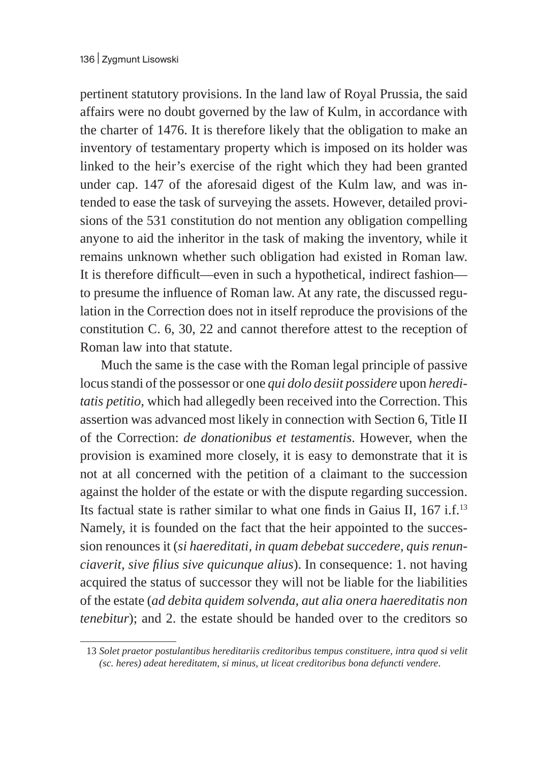pertinent statutory provisions. In the land law of Royal Prussia, the said affairs were no doubt governed by the law of Kulm, in accordance with the charter of 1476. It is therefore likely that the obligation to make an inventory of testamentary property which is imposed on its holder was linked to the heir's exercise of the right which they had been granted under cap. 147 of the aforesaid digest of the Kulm law, and was intended to ease the task of surveying the assets. However, detailed provisions of the 531 constitution do not mention any obligation compelling anyone to aid the inheritor in the task of making the inventory, while it remains unknown whether such obligation had existed in Roman law. It is therefore difficult—even in such a hypothetical, indirect fashion—to presume the influence of Roman law. At any rate, the discussed regulation in the Correction does not in itself reproduce the provisions of the constitution C. 6, 30, 22 and cannot therefore attest to the reception of Roman law into that statute.

Much the same is the case with the Roman legal principle of passive locus standi of the possessor or one *qui dolo desiit possidere* upon *hereditatis petitio*, which had allegedly been received into the Correction. This assertion was advanced most likely in connection with Section 6, Title II of the Correction: *de donationibus et testamentis*. However, when the provision is examined more closely, it is easy to demonstrate that it is not at all concerned with the petition of a claimant to the succession against the holder of the estate or with the dispute regarding succession. Its factual state is rather similar to what one finds in Gaius II, 167 i.f.[13] Namely, it is founded on the fact that the heir appointed to the succession renounces it (*si haereditati, in quam debebat succedere, quis renunciaverit, sive filius sive quicunque alius*). In consequence: 1. not having acquired the status of successor they will not be liable for the liabilities of the estate (*ad debita quidem solvenda, aut alia onera haereditatis non tenebitur*); and 2. the estate should be handed over to the creditors so

13 *Solet praetor postulantibus hereditariis creditoribus tempus constituere, intra quod si velit (sc. heres) adeat hereditatem, si minus, ut liceat creditoribus bona defuncti vendere.*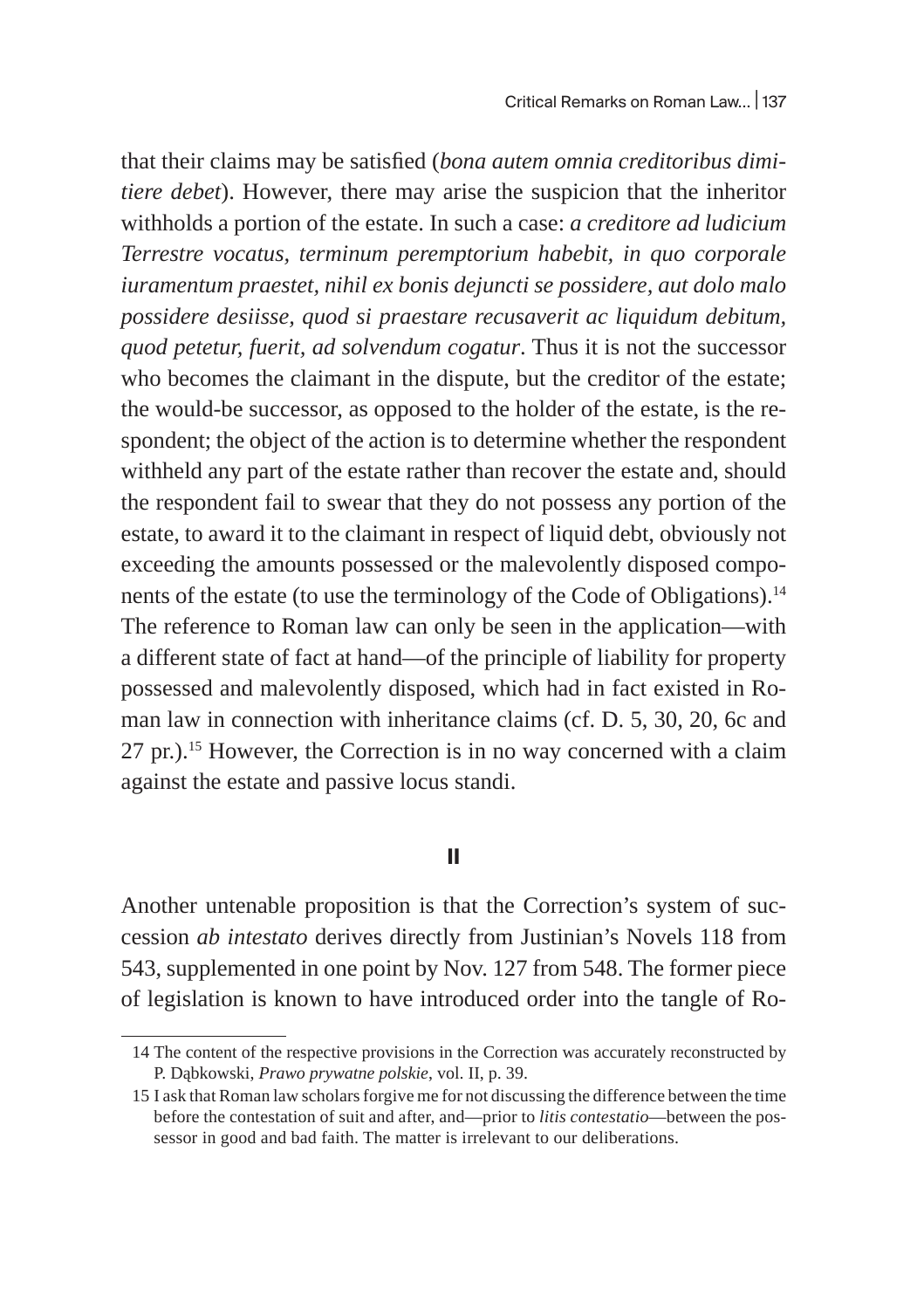that their claims may be satisfied (*bona autem omnia creditoribus dimitiere debet*). However, there may arise the suspicion that the inheritor withholds a portion of the estate. In such a case: *a creditore ad ludicium Terrestre vocatus, terminum peremptorium habebit, in quo corporale iuramentum praestet, nihil ex bonis dejuncti se possidere, aut dolo malo possidere desiisse, quod si praestare recusaverit ac liquidum debitum, quod petetur, fuerit, ad solvendum cogatur*. Thus it is not the successor who becomes the claimant in the dispute, but the creditor of the estate; the would-be successor, as opposed to the holder of the estate, is the respondent; the object of the action is to determine whether the respondent withheld any part of the estate rather than recover the estate and, should the respondent fail to swear that they do not possess any portion of the estate, to award it to the claimant in respect of liquid debt, obviously not exceeding the amounts possessed or the malevolently disposed components of the estate (to use the terminology of the Code of Obligations).[14] The reference to Roman law can only be seen in the application—with a different state of fact at hand—of the principle of liability for property possessed and malevolently disposed, which had in fact existed in Roman law in connection with inheritance claims (cf. D. 5, 30, 20, 6c and 27 pr.).[15] However, the Correction is in no way concerned with a claim against the estate and passive locus standi.

## II

Another untenable proposition is that the Correction's system of succession *ab intestato* derives directly from Justinian's Novels 118 from 543, supplemented in one point by Nov. 127 from 548. The former piece of legislation is known to have introduced order into the tangle of Ro-

---

14 The content of the respective provisions in the Correction was accurately reconstructed by P. Dąbkowski, *Prawo prywatne polskie*, vol. II, p. 39.

15 I ask that Roman law scholars forgive me for not discussing the difference between the time before the contestation of suit and after, and—prior to *litis contestatio*—between the possessor in good and bad faith. The matter is irrelevant to our deliberations.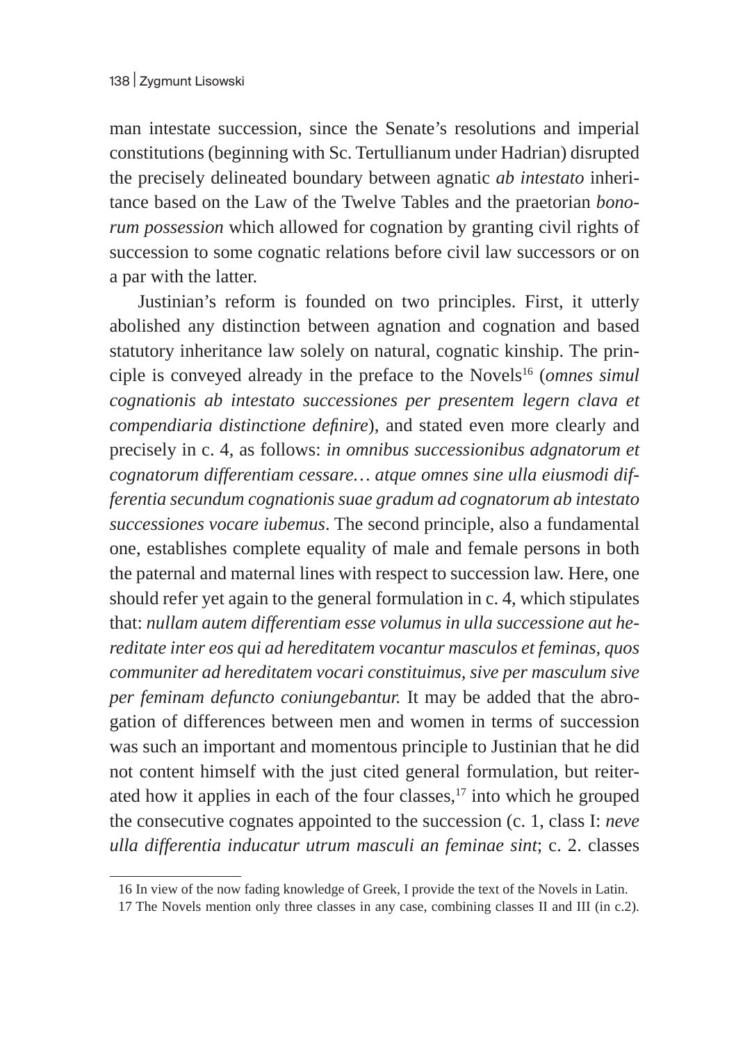man intestate succession, since the Senate's resolutions and imperial constitutions (beginning with Sc. Tertullianum under Hadrian) disrupted the precisely delineated boundary between agnatic *ab intestato* inheritance based on the Law of the Twelve Tables and the praetorian *bonorum possession* which allowed for cognation by granting civil rights of succession to some cognatic relations before civil law successors or on a par with the latter.

Justinian's reform is founded on two principles. First, it utterly abolished any distinction between agnation and cognation and based statutory inheritance law solely on natural, cognatic kinship. The principle is conveyed already in the preface to the Novels[16] (*omnes simul cognationis ab intestato successiones per presentem legern clava et compendiaria distinctione definire*), and stated even more clearly and precisely in c. 4, as follows: *in omnibus successionibus adgnatorum et cognatorum differentiam cessare… atque omnes sine ulla eiusmodi differentia secundum cognationis suae gradum ad cognatorum ab intestato successiones vocare iubemus*. The second principle, also a fundamental one, establishes complete equality of male and female persons in both the paternal and maternal lines with respect to succession law. Here, one should refer yet again to the general formulation in c. 4, which stipulates that: *nullam autem differentiam esse volumus in ulla successione aut hereditate inter eos qui ad hereditatem vocantur masculos et feminas, quos communiter ad hereditatem vocari constituimus, sive per masculum sive per feminam defuncto coniungebantur.* It may be added that the abrogation of differences between men and women in terms of succession was such an important and momentous principle to Justinian that he did not content himself with the just cited general formulation, but reiterated how it applies in each of the four classes,[17] into which he grouped the consecutive cognates appointed to the succession (c. 1, class I: *neve ulla differentia inducatur utrum masculi an feminae sint*; c. 2. classes

---

16 In view of the now fading knowledge of Greek, I provide the text of the Novels in Latin.

17 The Novels mention only three classes in any case, combining classes II and III (in c.2).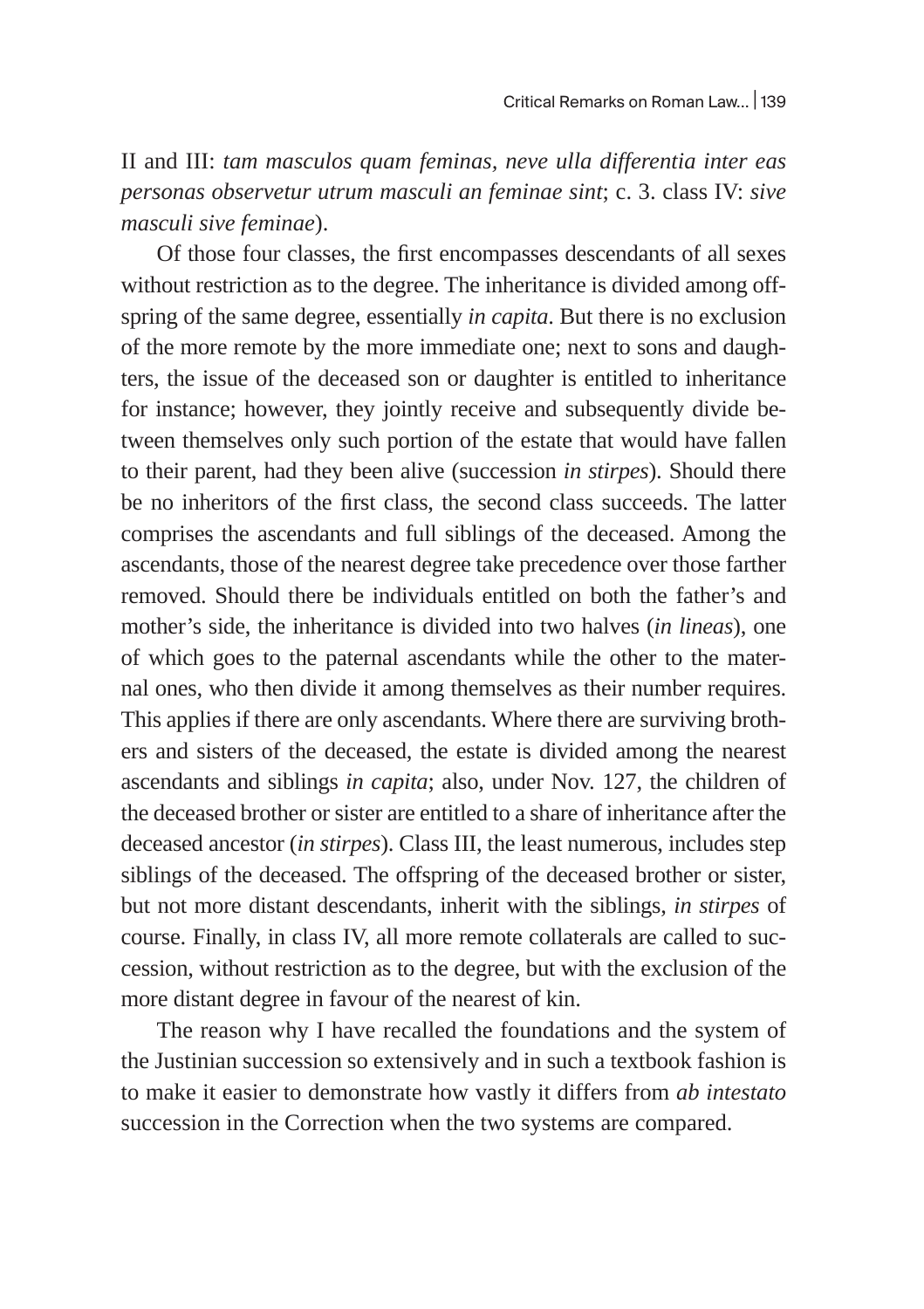II and III: *tam masculos quam feminas, neve ulla differentia inter eas personas observetur utrum masculi an feminae sint*; c. 3. class IV: *sive masculi sive feminae*).

Of those four classes, the first encompasses descendants of all sexes without restriction as to the degree. The inheritance is divided among offspring of the same degree, essentially *in capita*. But there is no exclusion of the more remote by the more immediate one; next to sons and daughters, the issue of the deceased son or daughter is entitled to inheritance for instance; however, they jointly receive and subsequently divide between themselves only such portion of the estate that would have fallen to their parent, had they been alive (succession *in stirpes*). Should there be no inheritors of the first class, the second class succeeds. The latter comprises the ascendants and full siblings of the deceased. Among the ascendants, those of the nearest degree take precedence over those farther removed. Should there be individuals entitled on both the father's and mother's side, the inheritance is divided into two halves (*in lineas*), one of which goes to the paternal ascendants while the other to the maternal ones, who then divide it among themselves as their number requires. This applies if there are only ascendants. Where there are surviving brothers and sisters of the deceased, the estate is divided among the nearest ascendants and siblings *in capita*; also, under Nov. 127, the children of the deceased brother or sister are entitled to a share of inheritance after the deceased ancestor (*in stirpes*). Class III, the least numerous, includes step siblings of the deceased. The offspring of the deceased brother or sister, but not more distant descendants, inherit with the siblings, *in stirpes* of course. Finally, in class IV, all more remote collaterals are called to succession, without restriction as to the degree, but with the exclusion of the more distant degree in favour of the nearest of kin.

The reason why I have recalled the foundations and the system of the Justinian succession so extensively and in such a textbook fashion is to make it easier to demonstrate how vastly it differs from *ab intestato* succession in the Correction when the two systems are compared.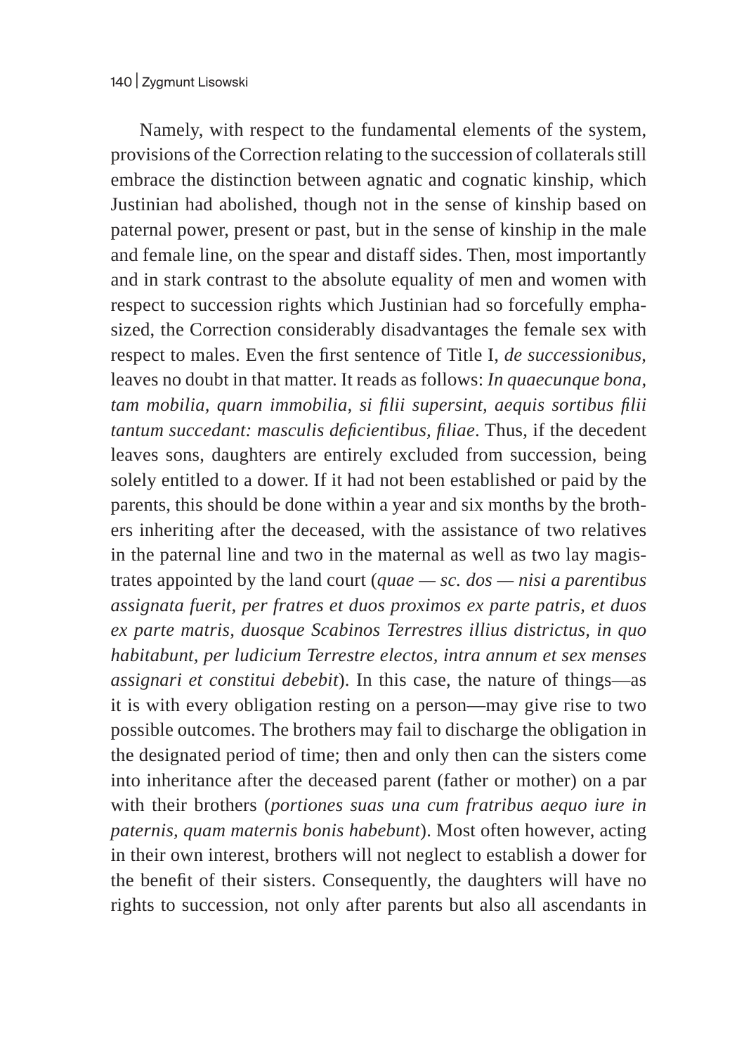Namely, with respect to the fundamental elements of the system, provisions of the Correction relating to the succession of collaterals still embrace the distinction between agnatic and cognatic kinship, which Justinian had abolished, though not in the sense of kinship based on paternal power, present or past, but in the sense of kinship in the male and female line, on the spear and distaff sides. Then, most importantly and in stark contrast to the absolute equality of men and women with respect to succession rights which Justinian had so forcefully emphasized, the Correction considerably disadvantages the female sex with respect to males. Even the first sentence of Title I, *de successionibus*, leaves no doubt in that matter. It reads as follows: *In quaecunque bona, tam mobilia, quarn immobilia, si filii supersint, aequis sortibus filii tantum succedant: masculis deficientibus, filiae*. Thus, if the decedent leaves sons, daughters are entirely excluded from succession, being solely entitled to a dower. If it had not been established or paid by the parents, this should be done within a year and six months by the brothers inheriting after the deceased, with the assistance of two relatives in the paternal line and two in the maternal as well as two lay magistrates appointed by the land court (*quae — sc. dos — nisi a parentibus assignata fuerit, per fratres et duos proximos ex parte patris, et duos ex parte matris, duosque Scabinos Terrestres illius districtus, in quo habitabunt, per ludicium Terrestre electos, intra annum et sex menses assignari et constitui debebit*). In this case, the nature of things—as it is with every obligation resting on a person—may give rise to two possible outcomes. The brothers may fail to discharge the obligation in the designated period of time; then and only then can the sisters come into inheritance after the deceased parent (father or mother) on a par with their brothers (*portiones suas una cum fratribus aequo iure in paternis, quam maternis bonis habebunt*). Most often however, acting in their own interest, brothers will not neglect to establish a dower for the benefit of their sisters. Consequently, the daughters will have no rights to succession, not only after parents but also all ascendants in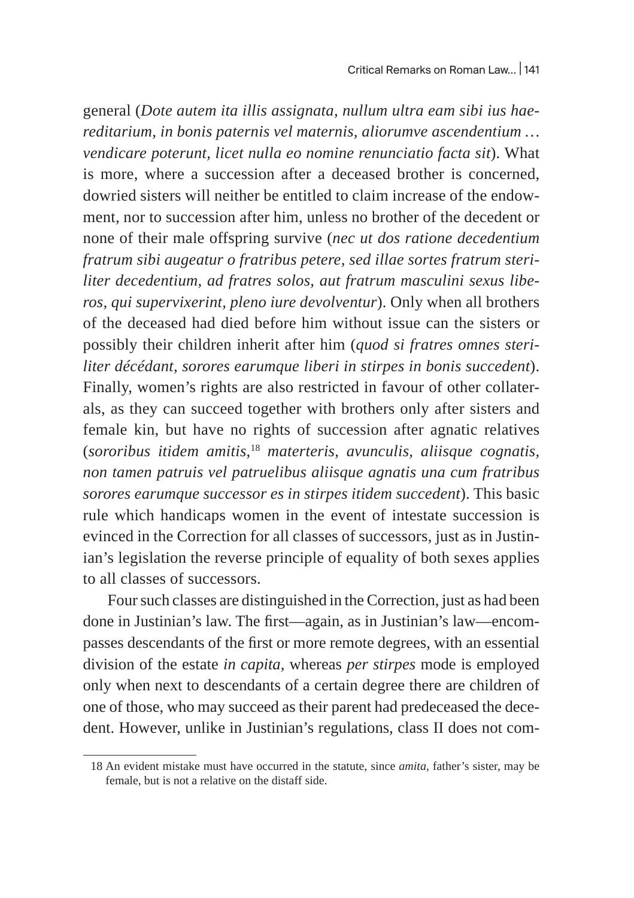general (*Dote autem ita illis assignata, nullum ultra eam sibi ius haereditarium, in bonis paternis vel maternis, aliorumve ascendentium … vendicare poterunt, licet nulla eo nomine renunciatio facta sit*). What is more, where a succession after a deceased brother is concerned, dowried sisters will neither be entitled to claim increase of the endowment, nor to succession after him, unless no brother of the decedent or none of their male offspring survive (*nec ut dos ratione decedentium fratrum sibi augeatur o fratribus petere, sed illae sortes fratrum steriliter decedentium, ad fratres solos, aut fratrum masculini sexus liberos, qui supervixerint, pleno iure devolventur*). Only when all brothers of the deceased had died before him without issue can the sisters or possibly their children inherit after him (*quod si fratres omnes steriliter décédant, sorores earumque liberi in stirpes in bonis succedent*). Finally, women's rights are also restricted in favour of other collaterals, as they can succeed together with brothers only after sisters and female kin, but have no rights of succession after agnatic relatives (*sororibus itidem amitis,*[18] *materteris, avunculis, aliisque cognatis, non tamen patruis vel patruelibus aliisque agnatis una cum fratribus sorores earumque successor es in stirpes itidem succedent*). This basic rule which handicaps women in the event of intestate succession is evinced in the Correction for all classes of successors, just as in Justinian's legislation the reverse principle of equality of both sexes applies to all classes of successors.

Four such classes are distinguished in the Correction, just as had been done in Justinian's law. The first—again, as in Justinian's law—encompasses descendants of the first or more remote degrees, with an essential division of the estate *in capita*, whereas *per stirpes* mode is employed only when next to descendants of a certain degree there are children of one of those, who may succeed as their parent had predeceased the decedent. However, unlike in Justinian's regulations, class II does not com-

18 An evident mistake must have occurred in the statute, since *amita*, father's sister, may be female, but is not a relative on the distaff side.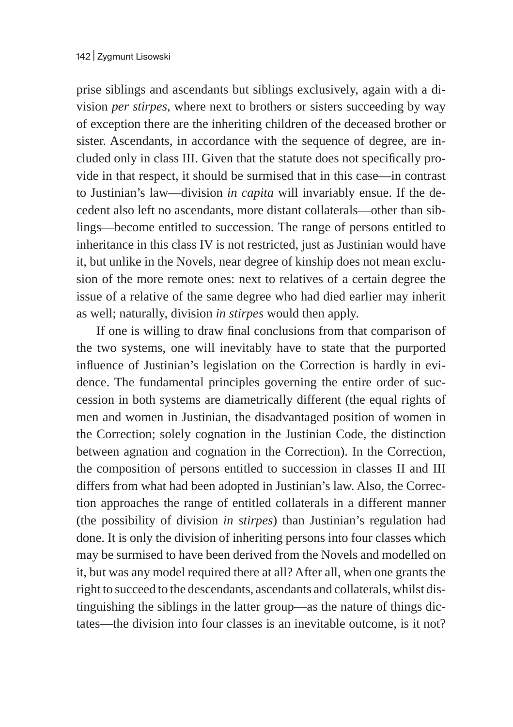prise siblings and ascendants but siblings exclusively, again with a division *per stirpes,* where next to brothers or sisters succeeding by way of exception there are the inheriting children of the deceased brother or sister. Ascendants, in accordance with the sequence of degree, are included only in class III. Given that the statute does not specifically provide in that respect, it should be surmised that in this case—in contrast to Justinian's law—division *in capita* will invariably ensue. If the decedent also left no ascendants, more distant collaterals—other than siblings—become entitled to succession. The range of persons entitled to inheritance in this class IV is not restricted, just as Justinian would have it, but unlike in the Novels, near degree of kinship does not mean exclusion of the more remote ones: next to relatives of a certain degree the issue of a relative of the same degree who had died earlier may inherit as well; naturally, division *in stirpes* would then apply.

If one is willing to draw final conclusions from that comparison of the two systems, one will inevitably have to state that the purported influence of Justinian's legislation on the Correction is hardly in evidence. The fundamental principles governing the entire order of succession in both systems are diametrically different (the equal rights of men and women in Justinian, the disadvantaged position of women in the Correction; solely cognation in the Justinian Code, the distinction between agnation and cognation in the Correction). In the Correction, the composition of persons entitled to succession in classes II and III differs from what had been adopted in Justinian's law. Also, the Correction approaches the range of entitled collaterals in a different manner (the possibility of division *in stirpes*) than Justinian's regulation had done. It is only the division of inheriting persons into four classes which may be surmised to have been derived from the Novels and modelled on it, but was any model required there at all? After all, when one grants the right to succeed to the descendants, ascendants and collaterals, whilst distinguishing the siblings in the latter group—as the nature of things dictates—the division into four classes is an inevitable outcome, is it not?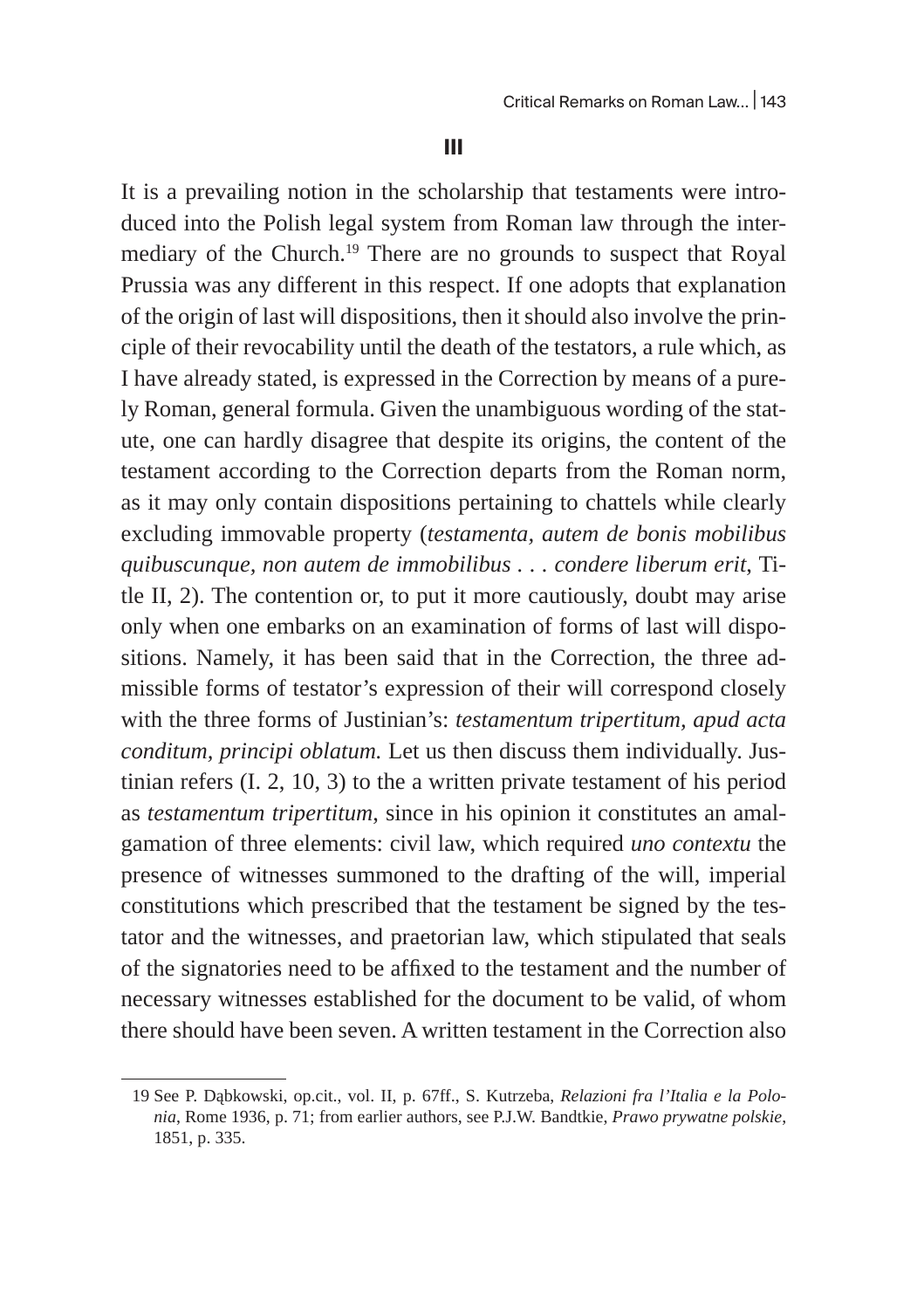## III

It is a prevailing notion in the scholarship that testaments were introduced into the Polish legal system from Roman law through the intermediary of the Church.[19] There are no grounds to suspect that Royal Prussia was any different in this respect. If one adopts that explanation of the origin of last will dispositions, then it should also involve the principle of their revocability until the death of the testators, a rule which, as I have already stated, is expressed in the Correction by means of a purely Roman, general formula. Given the unambiguous wording of the statute, one can hardly disagree that despite its origins, the content of the testament according to the Correction departs from the Roman norm, as it may only contain dispositions pertaining to chattels while clearly excluding immovable property (*testamenta, autem de bonis mobilibus quibuscunque, non autem de immobilibus . . . condere liberum erit*, Title II, 2). The contention or, to put it more cautiously, doubt may arise only when one embarks on an examination of forms of last will dispositions. Namely, it has been said that in the Correction, the three admissible forms of testator's expression of their will correspond closely with the three forms of Justinian's: *testamentum tripertitum, apud acta conditum, principi oblatum.* Let us then discuss them individually. Justinian refers (I. 2, 10, 3) to the a written private testament of his period as *testamentum tripertitum*, since in his opinion it constitutes an amalgamation of three elements: civil law, which required *uno contextu* the presence of witnesses summoned to the drafting of the will, imperial constitutions which prescribed that the testament be signed by the testator and the witnesses, and praetorian law, which stipulated that seals of the signatories need to be affixed to the testament and the number of necessary witnesses established for the document to be valid, of whom there should have been seven. A written testament in the Correction also

19 See P. Dąbkowski, op.cit., vol. II, p. 67ff., S. Kutrzeba, *Relazioni fra l'Italia e la Polonia*, Rome 1936, p. 71; from earlier authors, see P.J.W. Bandtkie, *Prawo prywatne polskie*, 1851, p. 335.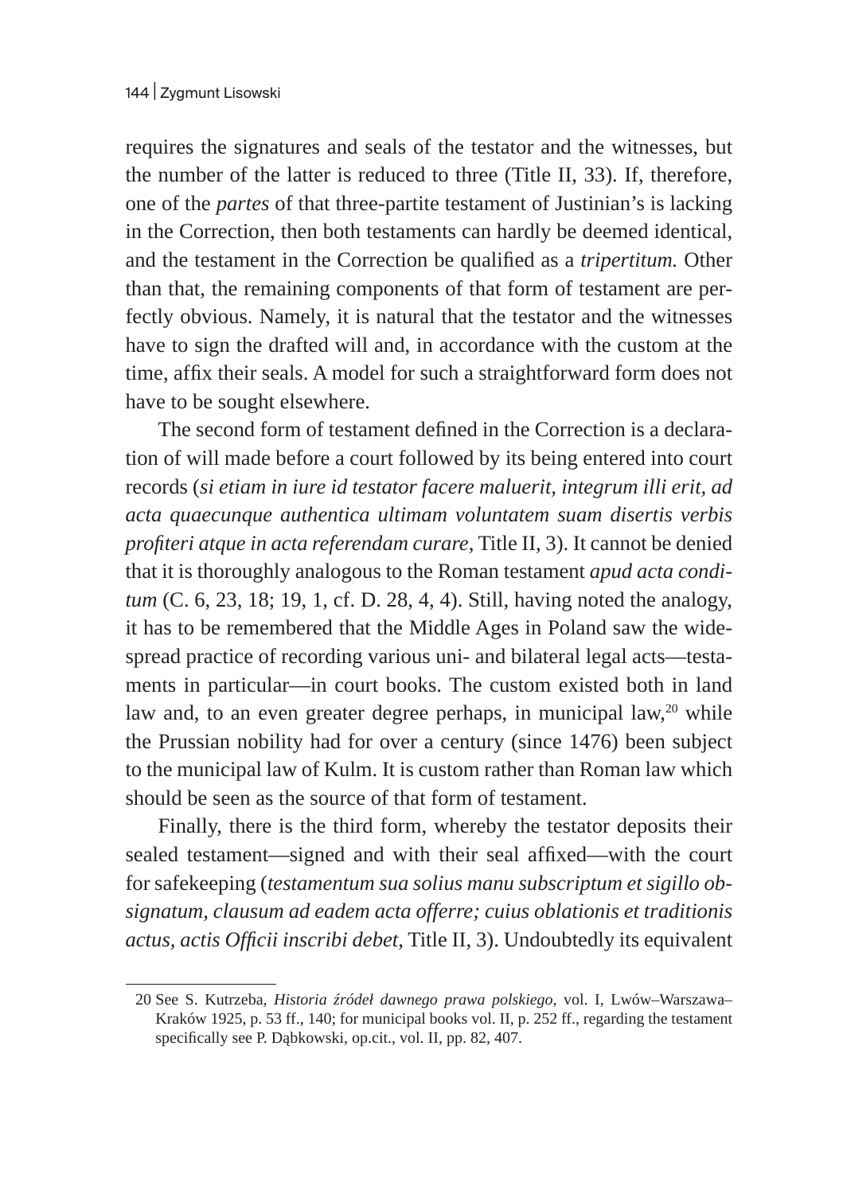requires the signatures and seals of the testator and the witnesses, but the number of the latter is reduced to three (Title II, 33). If, therefore, one of the *partes* of that three-partite testament of Justinian's is lacking in the Correction, then both testaments can hardly be deemed identical, and the testament in the Correction be qualified as a *tripertitum.* Other than that, the remaining components of that form of testament are perfectly obvious. Namely, it is natural that the testator and the witnesses have to sign the drafted will and, in accordance with the custom at the time, affix their seals. A model for such a straightforward form does not have to be sought elsewhere.

The second form of testament defined in the Correction is a declaration of will made before a court followed by its being entered into court records (*si etiam in iure id testator facere maluerit, integrum illi erit, ad acta quaecunque authentica ultimam voluntatem suam disertis verbis profiteri atque in acta referendam curare*, Title II, 3). It cannot be denied that it is thoroughly analogous to the Roman testament *apud acta conditum* (C. 6, 23, 18; 19, 1, cf. D. 28, 4, 4). Still, having noted the analogy, it has to be remembered that the Middle Ages in Poland saw the widespread practice of recording various uni- and bilateral legal acts—testaments in particular—in court books. The custom existed both in land law and, to an even greater degree perhaps, in municipal law,[20] while the Prussian nobility had for over a century (since 1476) been subject to the municipal law of Kulm. It is custom rather than Roman law which should be seen as the source of that form of testament.

Finally, there is the third form, whereby the testator deposits their sealed testament—signed and with their seal affixed—with the court for safekeeping (*testamentum sua solius manu subscriptum et sigillo obsignatum, clausum ad eadem acta offerre; cuius oblationis et traditionis actus, actis Officii inscribi debet*, Title II, 3). Undoubtedly its equivalent

20 See S. Kutrzeba, *Historia źródeł dawnego prawa polskiego*, vol. I, Lwów–Warszawa–Kraków 1925, p. 53 ff., 140; for municipal books vol. II, p. 252 ff., regarding the testament specifically see P. Dąbkowski, op.cit., vol. II, pp. 82, 407.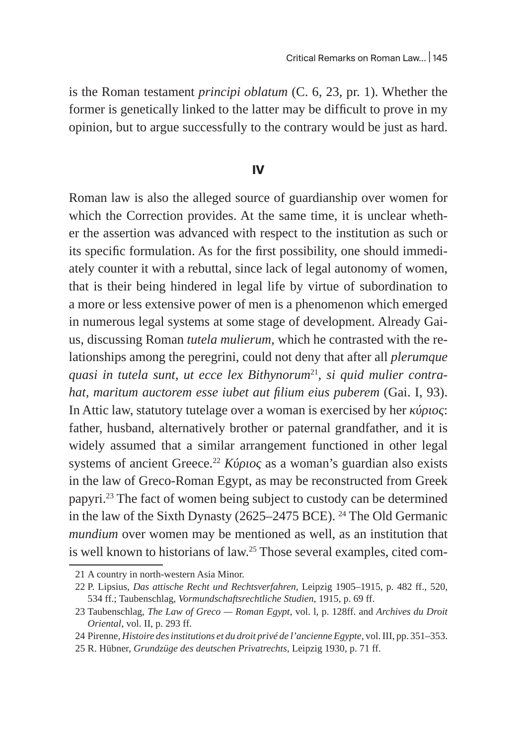is the Roman testament *principi oblatum* (C. 6, 23, pr. 1). Whether the former is genetically linked to the latter may be difficult to prove in my opinion, but to argue successfully to the contrary would be just as hard.

## IV

Roman law is also the alleged source of guardianship over women for which the Correction provides. At the same time, it is unclear whether the assertion was advanced with respect to the institution as such or its specific formulation. As for the first possibility, one should immediately counter it with a rebuttal, since lack of legal autonomy of women, that is their being hindered in legal life by virtue of subordination to a more or less extensive power of men is a phenomenon which emerged in numerous legal systems at some stage of development. Already Gaius, discussing Roman *tutela mulierum,* which he contrasted with the relationships among the peregrini, could not deny that after all *plerumque quasi in tutela sunt, ut ecce lex Bithynorum*[21]*, si quid mulier contrahat, maritum auctorem esse iubet aut filium eius puberem* (Gai. I, 93). In Attic law, statutory tutelage over a woman is exercised by her *κύριος*: father, husband, alternatively brother or paternal grandfather, and it is widely assumed that a similar arrangement functioned in other legal systems of ancient Greece.[22] *Κύριος* as a woman's guardian also exists in the law of Greco-Roman Egypt, as may be reconstructed from Greek papyri.[23] The fact of women being subject to custody can be determined in the law of the Sixth Dynasty (2625–2475 BCE). [24] The Old Germanic *mundium* over women may be mentioned as well, as an institution that is well known to historians of law.[25] Those several examples, cited com-

21 A country in north-western Asia Minor.

22 P. Lipsius, *Das attische Recht und Rechtsverfahren*, Leipzig 1905–1915, p. 482 ff., 520, 534 ff.; Taubenschlag, *Vormundschaftsrechtliche Studien*, 1915, p. 69 ff.

23 Taubenschlag, *The Law of Greco — Roman Egypt*, vol. l, p. 128ff. and *Archives du Droit Oriental*, vol. II, p. 293 ff.

24 Pirenne, *Histoire des institutions et du droit privé de l'ancienne Egypte*, vol. III, pp. 351–353.

25 R. Hübner, *Grundzüge des deutschen Privatrechts*, Leipzig 1930, p. 71 ff.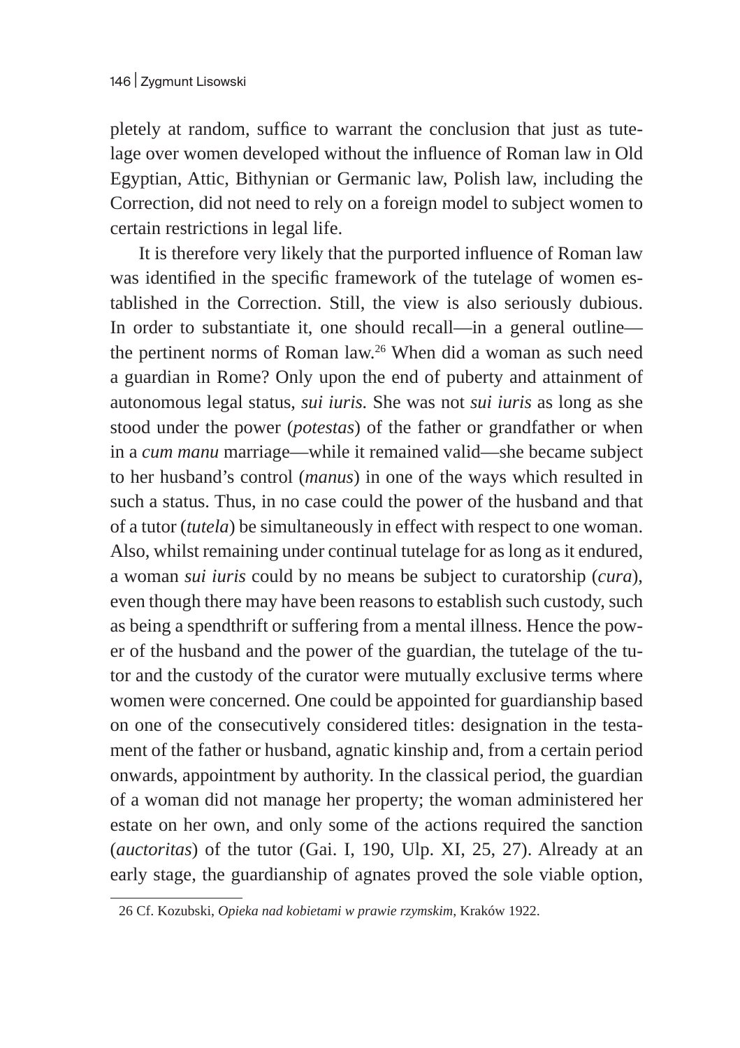pletely at random, suffice to warrant the conclusion that just as tutelage over women developed without the influence of Roman law in Old Egyptian, Attic, Bithynian or Germanic law, Polish law, including the Correction, did not need to rely on a foreign model to subject women to certain restrictions in legal life.

It is therefore very likely that the purported influence of Roman law was identified in the specific framework of the tutelage of women established in the Correction. Still, the view is also seriously dubious. In order to substantiate it, one should recall—in a general outline—the pertinent norms of Roman law.[26] When did a woman as such need a guardian in Rome? Only upon the end of puberty and attainment of autonomous legal status, *sui iuris.* She was not *sui iuris* as long as she stood under the power (*potestas*) of the father or grandfather or when in a *cum manu* marriage—while it remained valid—she became subject to her husband's control (*manus*) in one of the ways which resulted in such a status. Thus, in no case could the power of the husband and that of a tutor (*tutela*) be simultaneously in effect with respect to one woman. Also, whilst remaining under continual tutelage for as long as it endured, a woman *sui iuris* could by no means be subject to curatorship (*cura*), even though there may have been reasons to establish such custody, such as being a spendthrift or suffering from a mental illness. Hence the power of the husband and the power of the guardian, the tutelage of the tutor and the custody of the curator were mutually exclusive terms where women were concerned. One could be appointed for guardianship based on one of the consecutively considered titles: designation in the testament of the father or husband, agnatic kinship and, from a certain period onwards, appointment by authority. In the classical period, the guardian of a woman did not manage her property; the woman administered her estate on her own, and only some of the actions required the sanction (*auctoritas*) of the tutor (Gai. I, 190, Ulp. XI, 25, 27). Already at an early stage, the guardianship of agnates proved the sole viable option,

26 Cf. Kozubski, *Opieka nad kobietami w prawie rzymskim*, Kraków 1922.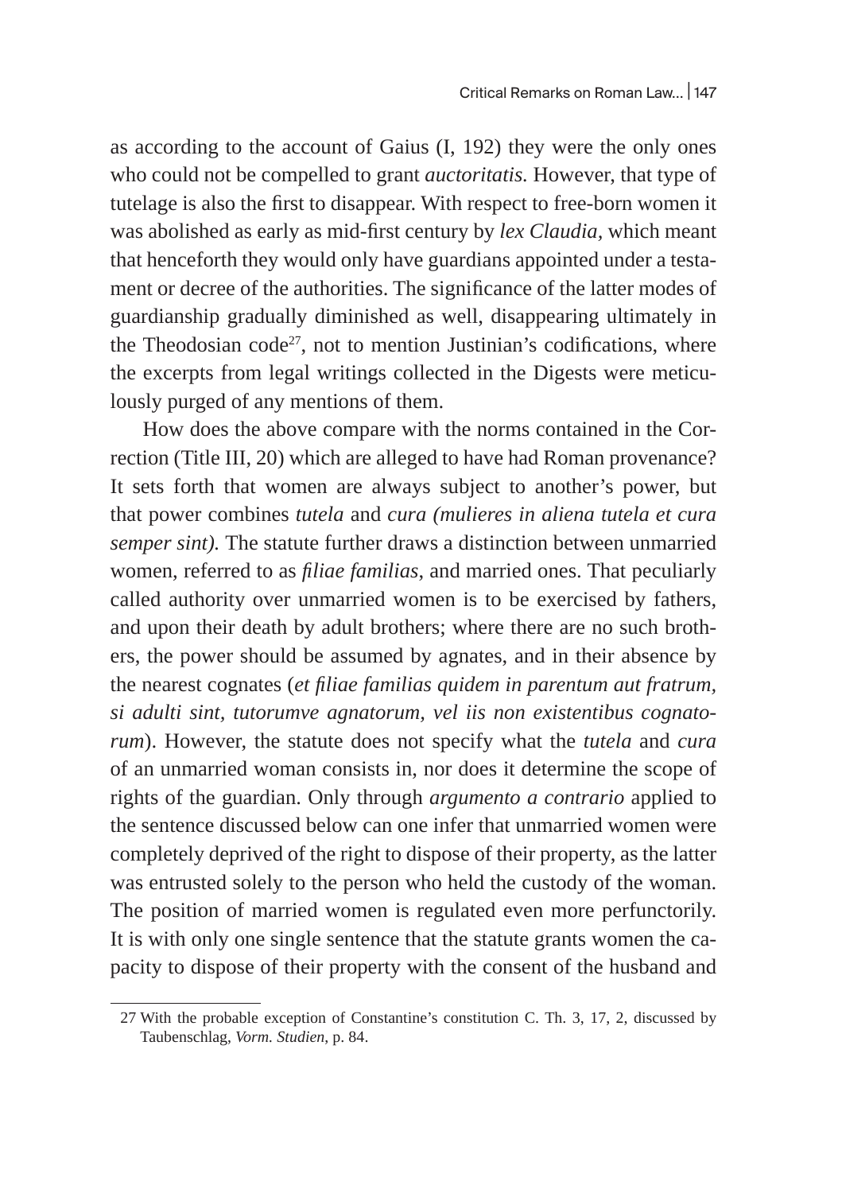as according to the account of Gaius (I, 192) they were the only ones who could not be compelled to grant *auctoritatis.* However, that type of tutelage is also the first to disappear. With respect to free-born women it was abolished as early as mid-first century by *lex Claudia*, which meant that henceforth they would only have guardians appointed under a testament or decree of the authorities. The significance of the latter modes of guardianship gradually diminished as well, disappearing ultimately in the Theodosian code[27], not to mention Justinian's codifications, where the excerpts from legal writings collected in the Digests were meticulously purged of any mentions of them.

How does the above compare with the norms contained in the Correction (Title III, 20) which are alleged to have had Roman provenance? It sets forth that women are always subject to another's power, but that power combines *tutela* and *cura (mulieres in aliena tutela et cura semper sint).* The statute further draws a distinction between unmarried women, referred to as *filiae familias*, and married ones. That peculiarly called authority over unmarried women is to be exercised by fathers, and upon their death by adult brothers; where there are no such brothers, the power should be assumed by agnates, and in their absence by the nearest cognates (*et filiae familias quidem in parentum aut fratrum, si adulti sint, tutorumve agnatorum, vel iis non existentibus cognatorum*). However, the statute does not specify what the *tutela* and *cura* of an unmarried woman consists in, nor does it determine the scope of rights of the guardian. Only through *argumento a contrario* applied to the sentence discussed below can one infer that unmarried women were completely deprived of the right to dispose of their property, as the latter was entrusted solely to the person who held the custody of the woman. The position of married women is regulated even more perfunctorily. It is with only one single sentence that the statute grants women the capacity to dispose of their property with the consent of the husband and

27 With the probable exception of Constantine's constitution C. Th. 3, 17, 2, discussed by Taubenschlag, *Vorm. Studien*, p. 84.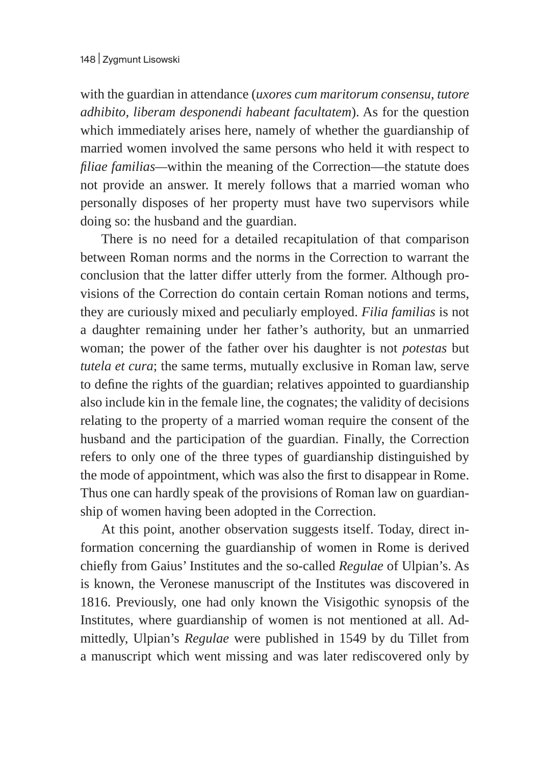with the guardian in attendance (*uxores cum maritorum consensu, tutore adhibito, liberam desponendi habeant facultatem*). As for the question which immediately arises here, namely of whether the guardianship of married women involved the same persons who held it with respect to *filiae familias*—within the meaning of the Correction—the statute does not provide an answer. It merely follows that a married woman who personally disposes of her property must have two supervisors while doing so: the husband and the guardian.

There is no need for a detailed recapitulation of that comparison between Roman norms and the norms in the Correction to warrant the conclusion that the latter differ utterly from the former. Although provisions of the Correction do contain certain Roman notions and terms, they are curiously mixed and peculiarly employed. *Filia familias* is not a daughter remaining under her father's authority, but an unmarried woman; the power of the father over his daughter is not *potestas* but *tutela et cura*; the same terms, mutually exclusive in Roman law, serve to define the rights of the guardian; relatives appointed to guardianship also include kin in the female line, the cognates; the validity of decisions relating to the property of a married woman require the consent of the husband and the participation of the guardian. Finally, the Correction refers to only one of the three types of guardianship distinguished by the mode of appointment, which was also the first to disappear in Rome. Thus one can hardly speak of the provisions of Roman law on guardianship of women having been adopted in the Correction.

At this point, another observation suggests itself. Today, direct information concerning the guardianship of women in Rome is derived chiefly from Gaius' Institutes and the so-called *Regulae* of Ulpian's. As is known, the Veronese manuscript of the Institutes was discovered in 1816. Previously, one had only known the Visigothic synopsis of the Institutes, where guardianship of women is not mentioned at all. Admittedly, Ulpian's *Regulae* were published in 1549 by du Tillet from a manuscript which went missing and was later rediscovered only by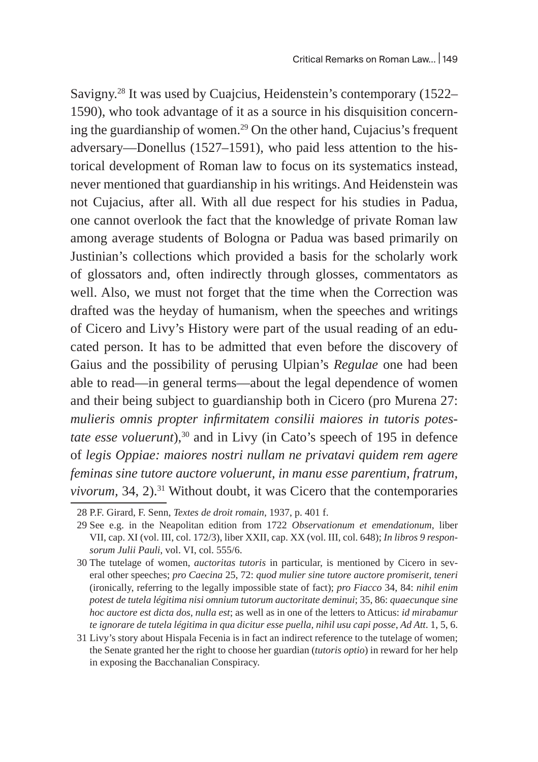Savigny.[28] It was used by Cuajcius, Heidenstein's contemporary (1522–1590), who took advantage of it as a source in his disquisition concerning the guardianship of women.[29] On the other hand, Cujacius's frequent adversary—Donellus (1527–1591), who paid less attention to the historical development of Roman law to focus on its systematics instead, never mentioned that guardianship in his writings. And Heidenstein was not Cujacius, after all. With all due respect for his studies in Padua, one cannot overlook the fact that the knowledge of private Roman law among average students of Bologna or Padua was based primarily on Justinian's collections which provided a basis for the scholarly work of glossators and, often indirectly through glosses, commentators as well. Also, we must not forget that the time when the Correction was drafted was the heyday of humanism, when the speeches and writings of Cicero and Livy's History were part of the usual reading of an educated person. It has to be admitted that even before the discovery of Gaius and the possibility of perusing Ulpian's *Regulae* one had been able to read—in general terms—about the legal dependence of women and their being subject to guardianship both in Cicero (pro Murena 27: *mulieris omnis propter infirmitatem consilii maiores in tutoris potestate esse voluerunt*),[30] and in Livy (in Cato's speech of 195 in defence of *legis Oppiae: maiores nostri nullam ne privatavi quidem rem agere feminas sine tutore auctore voluerunt, in manu esse parentium, fratrum, vivorum*, 34, 2).[31] Without doubt, it was Cicero that the contemporaries

28 P.F. Girard, F. Senn, *Textes de droit romain*, 1937, p. 401 f.

29 See e.g. in the Neapolitan edition from 1722 *Observationum et emendationum*, liber VII, cap. XI (vol. III, col. 172/3), liber XXII, cap. XX (vol. III, col. 648); *In libros 9 responsorum Julii Pauli*, vol. VI, col. 555/6.

30 The tutelage of women, *auctoritas tutoris* in particular, is mentioned by Cicero in several other speeches; *pro Caecina* 25, 72: *quod mulier sine tutore auctore promiserit, teneri* (ironically, referring to the legally impossible state of fact); *pro Fiacco* 34, 84: *nihil enim potest de tutela légitima nisi omnium tutorum auctoritate deminui*; 35, 86: *quaecunque sine hoc auctore est dicta dos, nulla est*; as well as in one of the letters to Atticus: *id mirabamur te ignorare de tutela légitima in qua dicitur esse puella, nihil usu capi posse*, *Ad Att*. 1, 5, 6.

31 Livy's story about Hispala Fecenia is in fact an indirect reference to the tutelage of women; the Senate granted her the right to choose her guardian (*tutoris optio*) in reward for her help in exposing the Bacchanalian Conspiracy.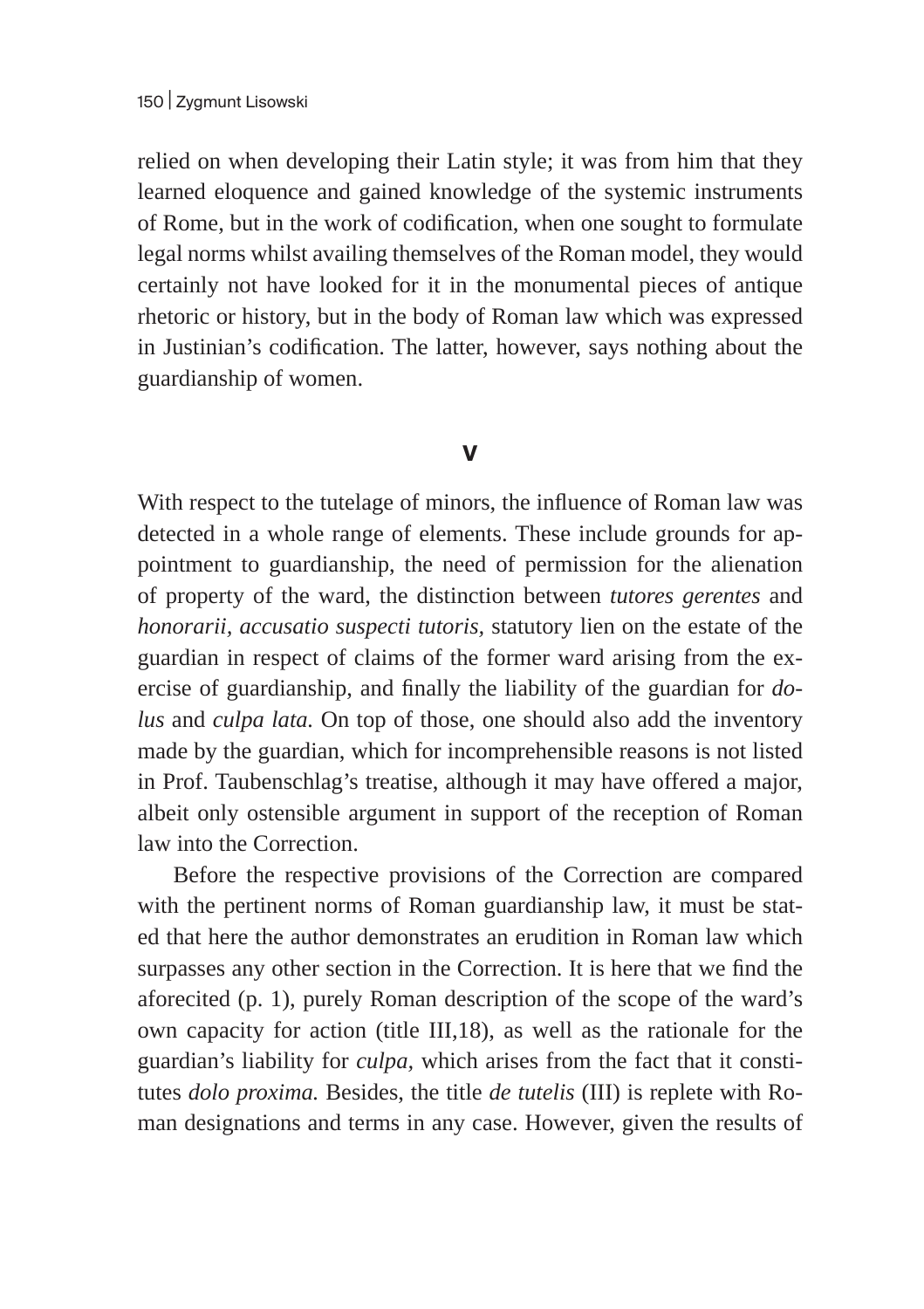relied on when developing their Latin style; it was from him that they learned eloquence and gained knowledge of the systemic instruments of Rome, but in the work of codification, when one sought to formulate legal norms whilst availing themselves of the Roman model, they would certainly not have looked for it in the monumental pieces of antique rhetoric or history, but in the body of Roman law which was expressed in Justinian's codification. The latter, however, says nothing about the guardianship of women.

## V

With respect to the tutelage of minors, the influence of Roman law was detected in a whole range of elements. These include grounds for appointment to guardianship, the need of permission for the alienation of property of the ward, the distinction between *tutores gerentes* and *honorarii*, *accusatio suspecti tutoris*, statutory lien on the estate of the guardian in respect of claims of the former ward arising from the exercise of guardianship, and finally the liability of the guardian for *dolus* and *culpa lata.* On top of those, one should also add the inventory made by the guardian, which for incomprehensible reasons is not listed in Prof. Taubenschlag's treatise, although it may have offered a major, albeit only ostensible argument in support of the reception of Roman law into the Correction.

Before the respective provisions of the Correction are compared with the pertinent norms of Roman guardianship law, it must be stated that here the author demonstrates an erudition in Roman law which surpasses any other section in the Correction. It is here that we find the aforecited (p. 1), purely Roman description of the scope of the ward's own capacity for action (title III,18), as well as the rationale for the guardian's liability for *culpa,* which arises from the fact that it constitutes *dolo proxima.* Besides, the title *de tutelis* (III) is replete with Roman designations and terms in any case. However, given the results of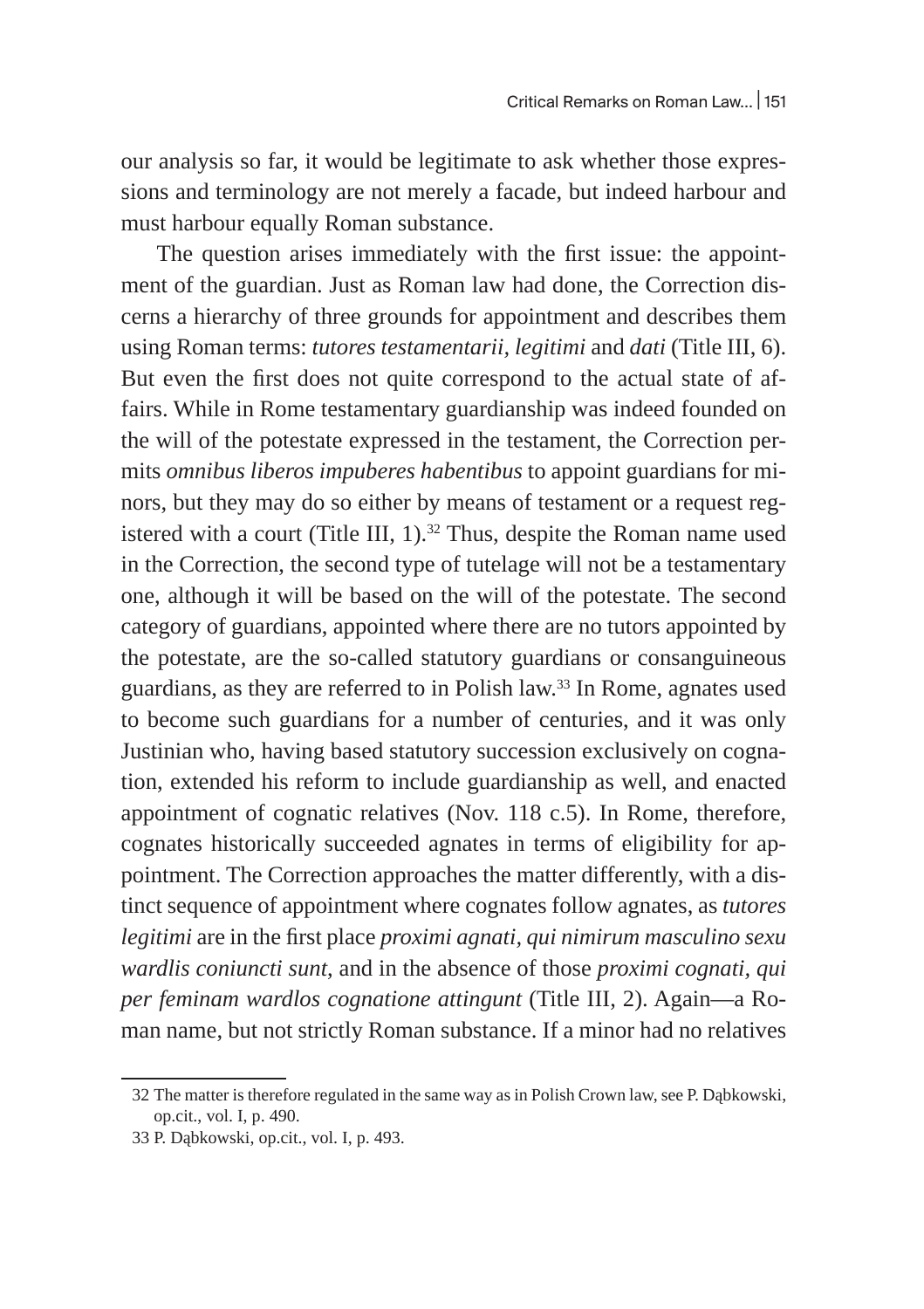our analysis so far, it would be legitimate to ask whether those expressions and terminology are not merely a facade, but indeed harbour and must harbour equally Roman substance.

The question arises immediately with the first issue: the appointment of the guardian. Just as Roman law had done, the Correction discerns a hierarchy of three grounds for appointment and describes them using Roman terms: *tutores testamentarii, legitimi* and *dati* (Title III, 6). But even the first does not quite correspond to the actual state of affairs. While in Rome testamentary guardianship was indeed founded on the will of the potestate expressed in the testament, the Correction permits *omnibus liberos impuberes habentibus* to appoint guardians for minors, but they may do so either by means of testament or a request registered with a court (Title III, 1).[32] Thus, despite the Roman name used in the Correction, the second type of tutelage will not be a testamentary one, although it will be based on the will of the potestate. The second category of guardians, appointed where there are no tutors appointed by the potestate, are the so-called statutory guardians or consanguineous guardians, as they are referred to in Polish law.[33] In Rome, agnates used to become such guardians for a number of centuries, and it was only Justinian who, having based statutory succession exclusively on cognation, extended his reform to include guardianship as well, and enacted appointment of cognatic relatives (Nov. 118 c.5). In Rome, therefore, cognates historically succeeded agnates in terms of eligibility for appointment. The Correction approaches the matter differently, with a distinct sequence of appointment where cognates follow agnates, as *tutores legitimi* are in the first place *proximi agnati, qui nimirum masculino sexu wardlis coniuncti sunt*, and in the absence of those *proximi cognati, qui per feminam wardlos cognatione attingunt* (Title III, 2). Again—a Roman name, but not strictly Roman substance. If a minor had no relatives

32 The matter is therefore regulated in the same way as in Polish Crown law, see P. Dąbkowski, op.cit., vol. I, p. 490.

33 P. Dąbkowski, op.cit., vol. I, p. 493.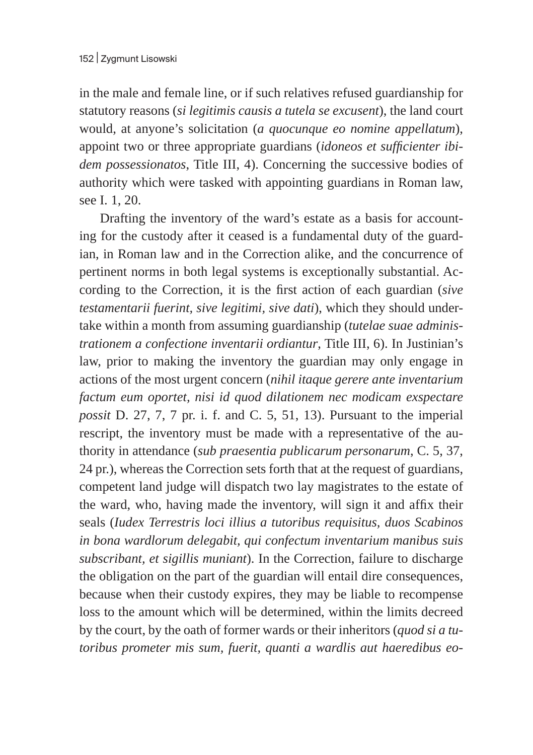in the male and female line, or if such relatives refused guardianship for statutory reasons (*si legitimis causis a tutela se excusent*), the land court would, at anyone's solicitation (*a quocunque eo nomine appellatum*), appoint two or three appropriate guardians (*idoneos et sufficienter ibidem possessionatos*, Title III, 4). Concerning the successive bodies of authority which were tasked with appointing guardians in Roman law, see I. 1, 20.

Drafting the inventory of the ward's estate as a basis for accounting for the custody after it ceased is a fundamental duty of the guardian, in Roman law and in the Correction alike, and the concurrence of pertinent norms in both legal systems is exceptionally substantial. According to the Correction, it is the first action of each guardian (*sive testamentarii fuerint, sive legitimi, sive dati*), which they should undertake within a month from assuming guardianship (*tutelae suae administrationem a confectione inventarii ordiantur*, Title III, 6). In Justinian's law, prior to making the inventory the guardian may only engage in actions of the most urgent concern (*nihil itaque gerere ante inventarium factum eum oportet, nisi id quod dilationem nec modicam exspectare possit* D. 27, 7, 7 pr. i. f. and C. 5, 51, 13). Pursuant to the imperial rescript, the inventory must be made with a representative of the authority in attendance (*sub praesentia publicarum personarum*, C. 5, 37, 24 pr.), whereas the Correction sets forth that at the request of guardians, competent land judge will dispatch two lay magistrates to the estate of the ward, who, having made the inventory, will sign it and affix their seals (*Iudex Terrestris loci illius a tutoribus requisitus, duos Scabinos in bona wardlorum delegabit, qui confectum inventarium manibus suis subscribant, et sigillis muniant*). In the Correction, failure to discharge the obligation on the part of the guardian will entail dire consequences, because when their custody expires, they may be liable to recompense loss to the amount which will be determined, within the limits decreed by the court, by the oath of former wards or their inheritors (*quod si a tutoribus prometer mis sum, fuerit, quanti a wardlis aut haeredibus eo-*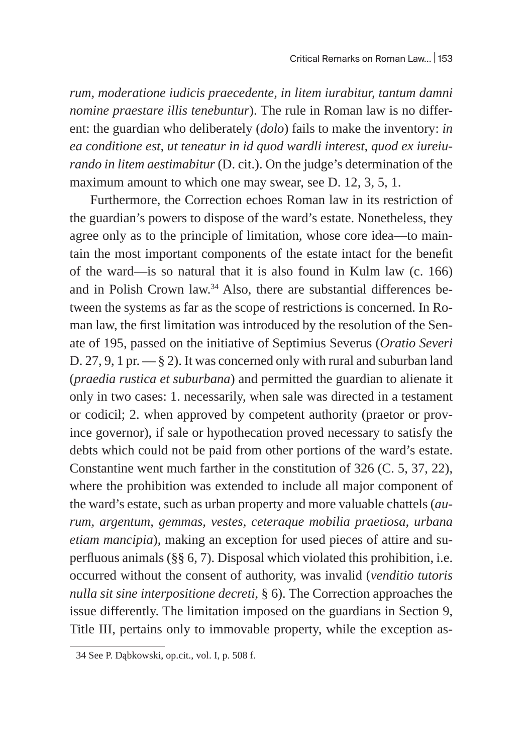*rum, moderatione iudicis praecedente, in litem iurabitur, tantum damni nomine praestare illis tenebuntur*). The rule in Roman law is no different: the guardian who deliberately (*dolo*) fails to make the inventory: *in ea conditione est, ut teneatur in id quod wardli interest, quod ex iureiurando in litem aestimabitur* (D. cit.). On the judge's determination of the maximum amount to which one may swear, see D. 12, 3, 5, 1.

Furthermore, the Correction echoes Roman law in its restriction of the guardian's powers to dispose of the ward's estate. Nonetheless, they agree only as to the principle of limitation, whose core idea—to maintain the most important components of the estate intact for the benefit of the ward—is so natural that it is also found in Kulm law (c. 166) and in Polish Crown law.[34] Also, there are substantial differences between the systems as far as the scope of restrictions is concerned. In Roman law, the first limitation was introduced by the resolution of the Senate of 195, passed on the initiative of Septimius Severus (*Oratio Severi* D. 27, 9, 1 pr. — § 2). It was concerned only with rural and suburban land (*praedia rustica et suburbana*) and permitted the guardian to alienate it only in two cases: 1. necessarily, when sale was directed in a testament or codicil; 2. when approved by competent authority (praetor or province governor), if sale or hypothecation proved necessary to satisfy the debts which could not be paid from other portions of the ward's estate. Constantine went much farther in the constitution of 326 (C. 5, 37, 22), where the prohibition was extended to include all major component of the ward's estate, such as urban property and more valuable chattels (*aurum, argentum, gemmas, vestes, ceteraque mobilia praetiosa, urbana etiam mancipia*), making an exception for used pieces of attire and superfluous animals (§§ 6, 7). Disposal which violated this prohibition, i.e. occurred without the consent of authority, was invalid (*venditio tutoris nulla sit sine interpositione decreti*, § 6). The Correction approaches the issue differently. The limitation imposed on the guardians in Section 9, Title III, pertains only to immovable property, while the exception as-

34 See P. Dąbkowski, op.cit., vol. I, p. 508 f.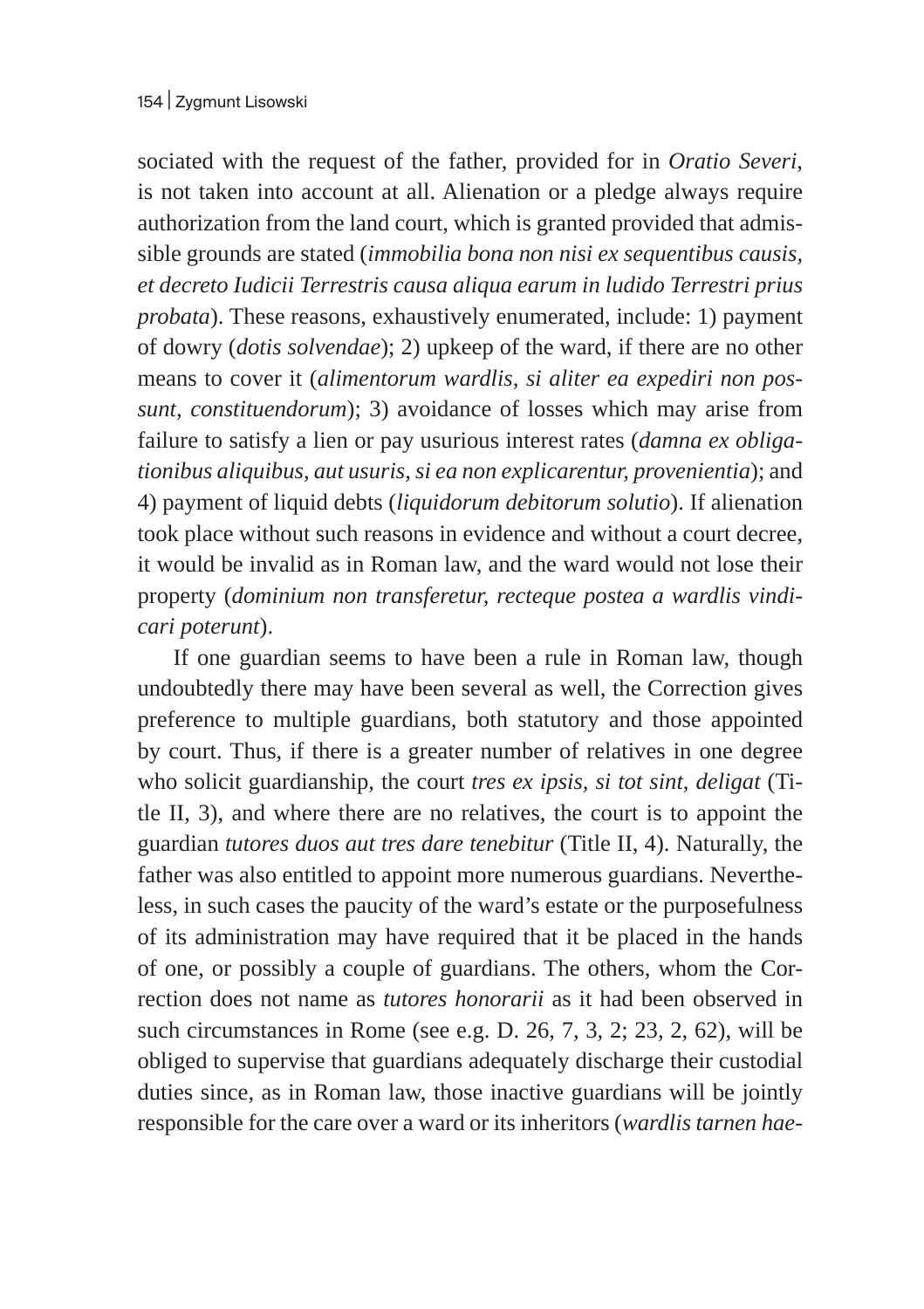sociated with the request of the father, provided for in *Oratio Severi*, is not taken into account at all. Alienation or a pledge always require authorization from the land court, which is granted provided that admissible grounds are stated (*immobilia bona non nisi ex sequentibus causis, et decreto Iudicii Terrestris causa aliqua earum in ludido Terrestri prius probata*). These reasons, exhaustively enumerated, include: 1) payment of dowry (*dotis solvendae*); 2) upkeep of the ward, if there are no other means to cover it (*alimentorum wardlis, si aliter ea expediri non possunt, constituendorum*); 3) avoidance of losses which may arise from failure to satisfy a lien or pay usurious interest rates (*damna ex obligationibus aliquibus, aut usuris, si ea non explicarentur, provenientia*); and 4) payment of liquid debts (*liquidorum debitorum solutio*). If alienation took place without such reasons in evidence and without a court decree, it would be invalid as in Roman law, and the ward would not lose their property (*dominium non transferetur, recteque postea a wardlis vindicari poterunt*).

If one guardian seems to have been a rule in Roman law, though undoubtedly there may have been several as well, the Correction gives preference to multiple guardians, both statutory and those appointed by court. Thus, if there is a greater number of relatives in one degree who solicit guardianship, the court *tres ex ipsis, si tot sint, deligat* (Title II, 3), and where there are no relatives, the court is to appoint the guardian *tutores duos aut tres dare tenebitur* (Title II, 4). Naturally, the father was also entitled to appoint more numerous guardians. Nevertheless, in such cases the paucity of the ward's estate or the purposefulness of its administration may have required that it be placed in the hands of one, or possibly a couple of guardians. The others, whom the Correction does not name as *tutores honorarii* as it had been observed in such circumstances in Rome (see e.g. D. 26, 7, 3, 2; 23, 2, 62), will be obliged to supervise that guardians adequately discharge their custodial duties since, as in Roman law, those inactive guardians will be jointly responsible for the care over a ward or its inheritors (*wardlis tarnen hae-*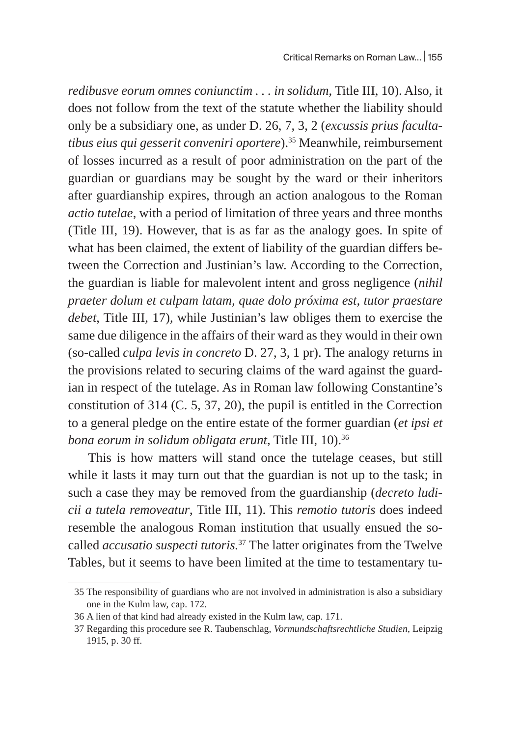*redibusve eorum omnes coniunctim . . . in solidum*, Title III, 10). Also, it does not follow from the text of the statute whether the liability should only be a subsidiary one, as under D. 26, 7, 3, 2 (*excussis prius facultatibus eius qui gesserit conveniri oportere*).[35] Meanwhile, reimbursement of losses incurred as a result of poor administration on the part of the guardian or guardians may be sought by the ward or their inheritors after guardianship expires, through an action analogous to the Roman *actio tutelae*, with a period of limitation of three years and three months (Title III, 19). However, that is as far as the analogy goes. In spite of what has been claimed, the extent of liability of the guardian differs between the Correction and Justinian's law. According to the Correction, the guardian is liable for malevolent intent and gross negligence (*nihil praeter dolum et culpam latam, quae dolo próxima est, tutor praestare debet*, Title III, 17), while Justinian's law obliges them to exercise the same due diligence in the affairs of their ward as they would in their own (so-called *culpa levis in concreto* D. 27, 3, 1 pr). The analogy returns in the provisions related to securing claims of the ward against the guardian in respect of the tutelage. As in Roman law following Constantine's constitution of 314 (C. 5, 37, 20), the pupil is entitled in the Correction to a general pledge on the entire estate of the former guardian (*et ipsi et bona eorum in solidum obligata erunt*, Title III, 10).[36]

This is how matters will stand once the tutelage ceases, but still while it lasts it may turn out that the guardian is not up to the task; in such a case they may be removed from the guardianship (*decreto iudicii a tutela removeatur*, Title III, 11). This *remotio tutoris* does indeed resemble the analogous Roman institution that usually ensued the so-called *accusatio suspecti tutoris*.[37] The latter originates from the Twelve Tables, but it seems to have been limited at the time to testamentary tu-

---

35 The responsibility of guardians who are not involved in administration is also a subsidiary one in the Kulm law, cap. 172.

36 A lien of that kind had already existed in the Kulm law, cap. 171.

37 Regarding this procedure see R. Taubenschlag, *Vormundschaftsrechtliche Studien*, Leipzig 1915, p. 30 ff.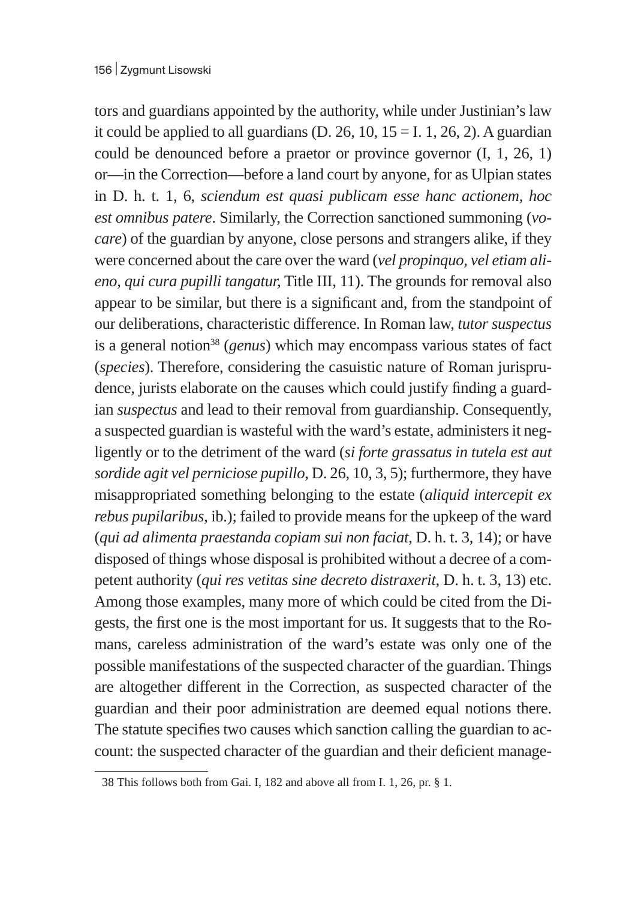tors and guardians appointed by the authority, while under Justinian's law it could be applied to all guardians (D. 26, 10, 15 = I. 1, 26, 2). A guardian could be denounced before a praetor or province governor (I, 1, 26, 1) or—in the Correction—before a land court by anyone, for as Ulpian states in D. h. t. 1, 6, *sciendum est quasi publicam esse hanc actionem, hoc est omnibus patere*. Similarly, the Correction sanctioned summoning (*vocare*) of the guardian by anyone, close persons and strangers alike, if they were concerned about the care over the ward (*vel propinquo, vel etiam alieno, qui cura pupilli tangatur,* Title III, 11). The grounds for removal also appear to be similar, but there is a significant and, from the standpoint of our deliberations, characteristic difference. In Roman law, *tutor suspectus* is a general notion[38] (*genus*) which may encompass various states of fact (*species*). Therefore, considering the casuistic nature of Roman jurisprudence, jurists elaborate on the causes which could justify finding a guardian *suspectus* and lead to their removal from guardianship. Consequently, a suspected guardian is wasteful with the ward's estate, administers it negligently or to the detriment of the ward (*si forte grassatus in tutela est aut sordide agit vel perniciose pupillo*, D. 26, 10, 3, 5); furthermore, they have misappropriated something belonging to the estate (*aliquid intercepit ex rebus pupilaribus*, ib.); failed to provide means for the upkeep of the ward (*qui ad alimenta praestanda copiam sui non faciat*, D. h. t. 3, 14); or have disposed of things whose disposal is prohibited without a decree of a competent authority (*qui res vetitas sine decreto distraxerit*, D. h. t. 3, 13) etc. Among those examples, many more of which could be cited from the Digests, the first one is the most important for us. It suggests that to the Romans, careless administration of the ward's estate was only one of the possible manifestations of the suspected character of the guardian. Things are altogether different in the Correction, as suspected character of the guardian and their poor administration are deemed equal notions there. The statute specifies two causes which sanction calling the guardian to account: the suspected character of the guardian and their deficient manage-

---

38 This follows both from Gai. I, 182 and above all from I. 1, 26, pr. § 1.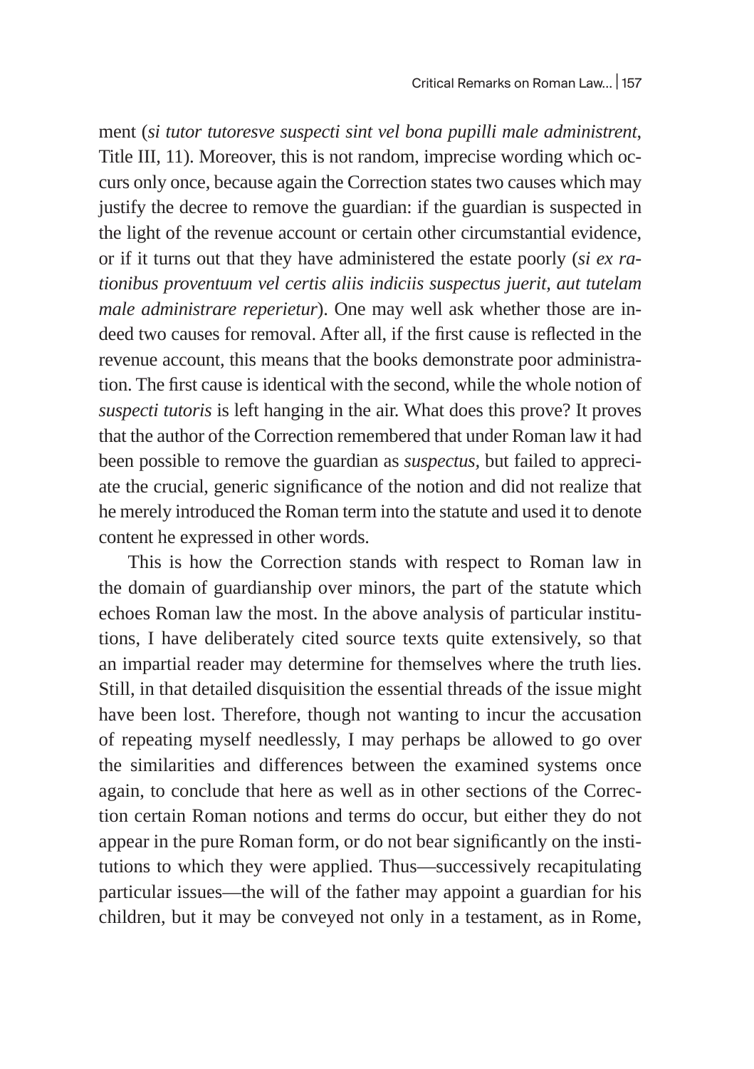ment (*si tutor tutoresve suspecti sint vel bona pupilli male administrent*, Title III, 11). Moreover, this is not random, imprecise wording which occurs only once, because again the Correction states two causes which may justify the decree to remove the guardian: if the guardian is suspected in the light of the revenue account or certain other circumstantial evidence, or if it turns out that they have administered the estate poorly (*si ex rationibus proventuum vel certis aliis indiciis suspectus juerit, aut tutelam male administrare reperietur*). One may well ask whether those are indeed two causes for removal. After all, if the first cause is reflected in the revenue account, this means that the books demonstrate poor administration. The first cause is identical with the second, while the whole notion of *suspecti tutoris* is left hanging in the air. What does this prove? It proves that the author of the Correction remembered that under Roman law it had been possible to remove the guardian as *suspectus*, but failed to appreciate the crucial, generic significance of the notion and did not realize that he merely introduced the Roman term into the statute and used it to denote content he expressed in other words.

This is how the Correction stands with respect to Roman law in the domain of guardianship over minors, the part of the statute which echoes Roman law the most. In the above analysis of particular institutions, I have deliberately cited source texts quite extensively, so that an impartial reader may determine for themselves where the truth lies. Still, in that detailed disquisition the essential threads of the issue might have been lost. Therefore, though not wanting to incur the accusation of repeating myself needlessly, I may perhaps be allowed to go over the similarities and differences between the examined systems once again, to conclude that here as well as in other sections of the Correction certain Roman notions and terms do occur, but either they do not appear in the pure Roman form, or do not bear significantly on the institutions to which they were applied. Thus—successively recapitulating particular issues—the will of the father may appoint a guardian for his children, but it may be conveyed not only in a testament, as in Rome,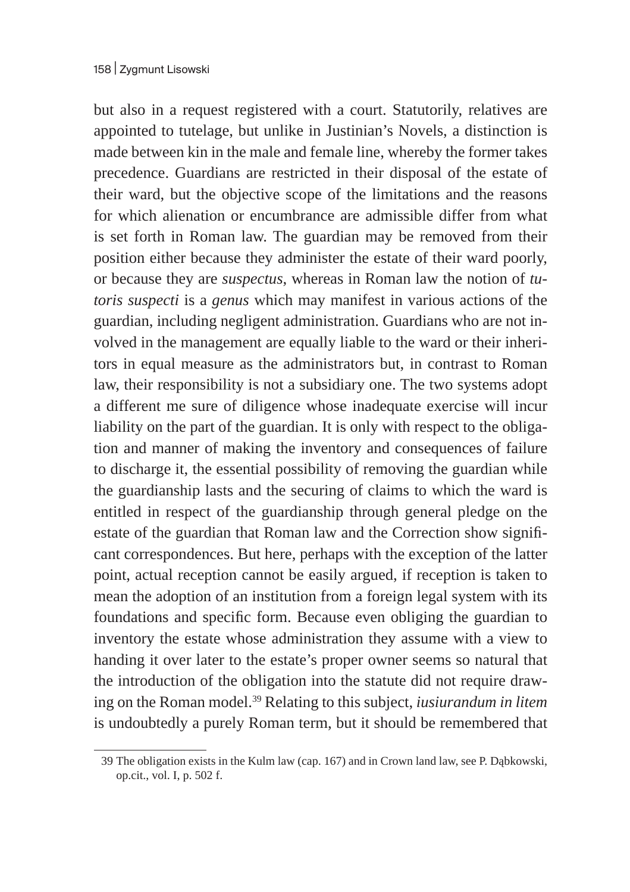but also in a request registered with a court. Statutorily, relatives are appointed to tutelage, but unlike in Justinian's Novels, a distinction is made between kin in the male and female line, whereby the former takes precedence. Guardians are restricted in their disposal of the estate of their ward, but the objective scope of the limitations and the reasons for which alienation or encumbrance are admissible differ from what is set forth in Roman law. The guardian may be removed from their position either because they administer the estate of their ward poorly, or because they are *suspectus*, whereas in Roman law the notion of *tutoris suspecti* is a *genus* which may manifest in various actions of the guardian, including negligent administration. Guardians who are not involved in the management are equally liable to the ward or their inheritors in equal measure as the administrators but, in contrast to Roman law, their responsibility is not a subsidiary one. The two systems adopt a different me sure of diligence whose inadequate exercise will incur liability on the part of the guardian. It is only with respect to the obligation and manner of making the inventory and consequences of failure to discharge it, the essential possibility of removing the guardian while the guardianship lasts and the securing of claims to which the ward is entitled in respect of the guardianship through general pledge on the estate of the guardian that Roman law and the Correction show significant correspondences. But here, perhaps with the exception of the latter point, actual reception cannot be easily argued, if reception is taken to mean the adoption of an institution from a foreign legal system with its foundations and specific form. Because even obliging the guardian to inventory the estate whose administration they assume with a view to handing it over later to the estate's proper owner seems so natural that the introduction of the obligation into the statute did not require drawing on the Roman model.[39] Relating to this subject, *iusiurandum in litem* is undoubtedly a purely Roman term, but it should be remembered that

39 The obligation exists in the Kulm law (cap. 167) and in Crown land law, see P. Dąbkowski, op.cit., vol. I, p. 502 f.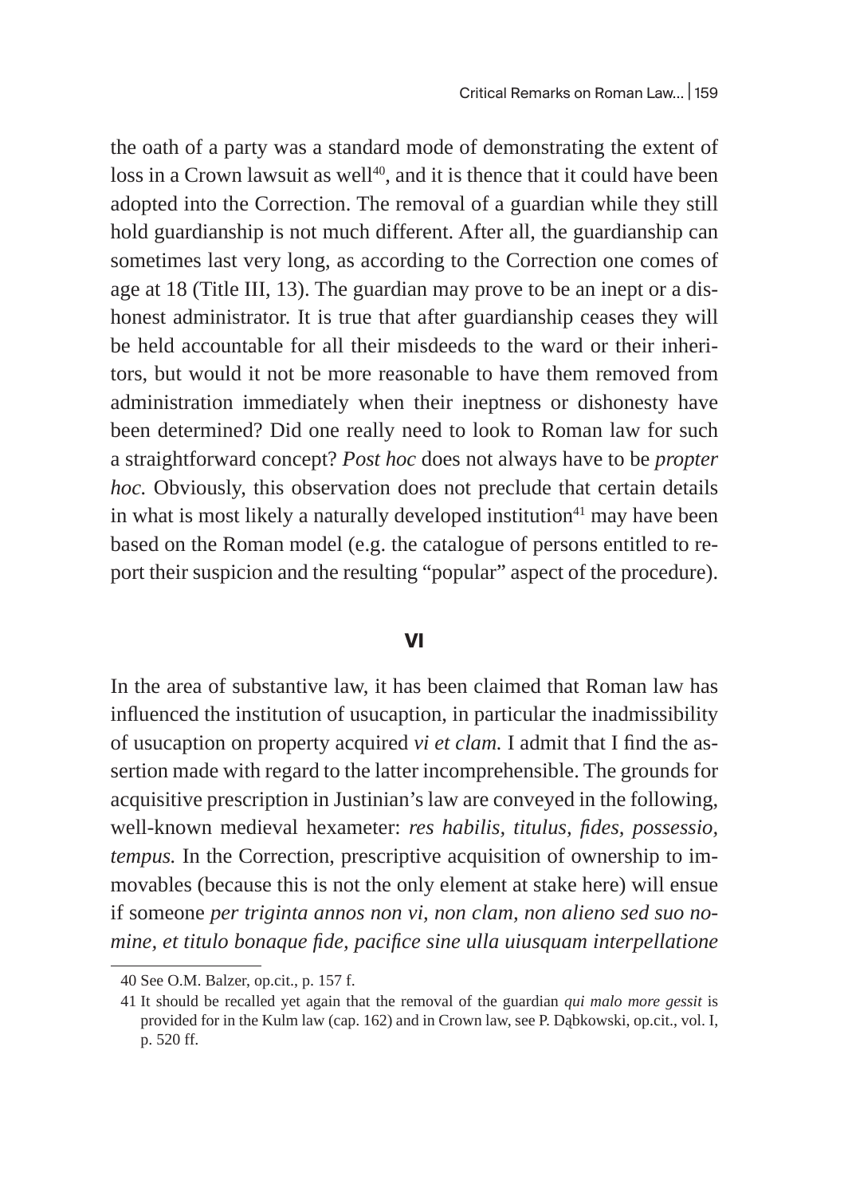the oath of a party was a standard mode of demonstrating the extent of loss in a Crown lawsuit as well[40], and it is thence that it could have been adopted into the Correction. The removal of a guardian while they still hold guardianship is not much different. After all, the guardianship can sometimes last very long, as according to the Correction one comes of age at 18 (Title III, 13). The guardian may prove to be an inept or a dishonest administrator. It is true that after guardianship ceases they will be held accountable for all their misdeeds to the ward or their inheritors, but would it not be more reasonable to have them removed from administration immediately when their ineptness or dishonesty have been determined? Did one really need to look to Roman law for such a straightforward concept? *Post hoc* does not always have to be *propter hoc.* Obviously, this observation does not preclude that certain details in what is most likely a naturally developed institution[41] may have been based on the Roman model (e.g. the catalogue of persons entitled to report their suspicion and the resulting "popular" aspect of the procedure).

## VI

In the area of substantive law, it has been claimed that Roman law has influenced the institution of usucaption, in particular the inadmissibility of usucaption on property acquired *vi et clam.* I admit that I find the assertion made with regard to the latter incomprehensible. The grounds for acquisitive prescription in Justinian's law are conveyed in the following, well-known medieval hexameter: *res habilis, titulus, fides, possessio, tempus.* In the Correction, prescriptive acquisition of ownership to immovables (because this is not the only element at stake here) will ensue if someone *per triginta annos non vi, non clam, non alieno sed suo nomine, et titulo bonaque fide, pacifice sine ulla uiusquam interpellatione*

---

40 See O.M. Balzer, op.cit., p. 157 f.

41 It should be recalled yet again that the removal of the guardian *qui malo more gessit* is provided for in the Kulm law (cap. 162) and in Crown law, see P. Dąbkowski, op.cit., vol. I, p. 520 ff.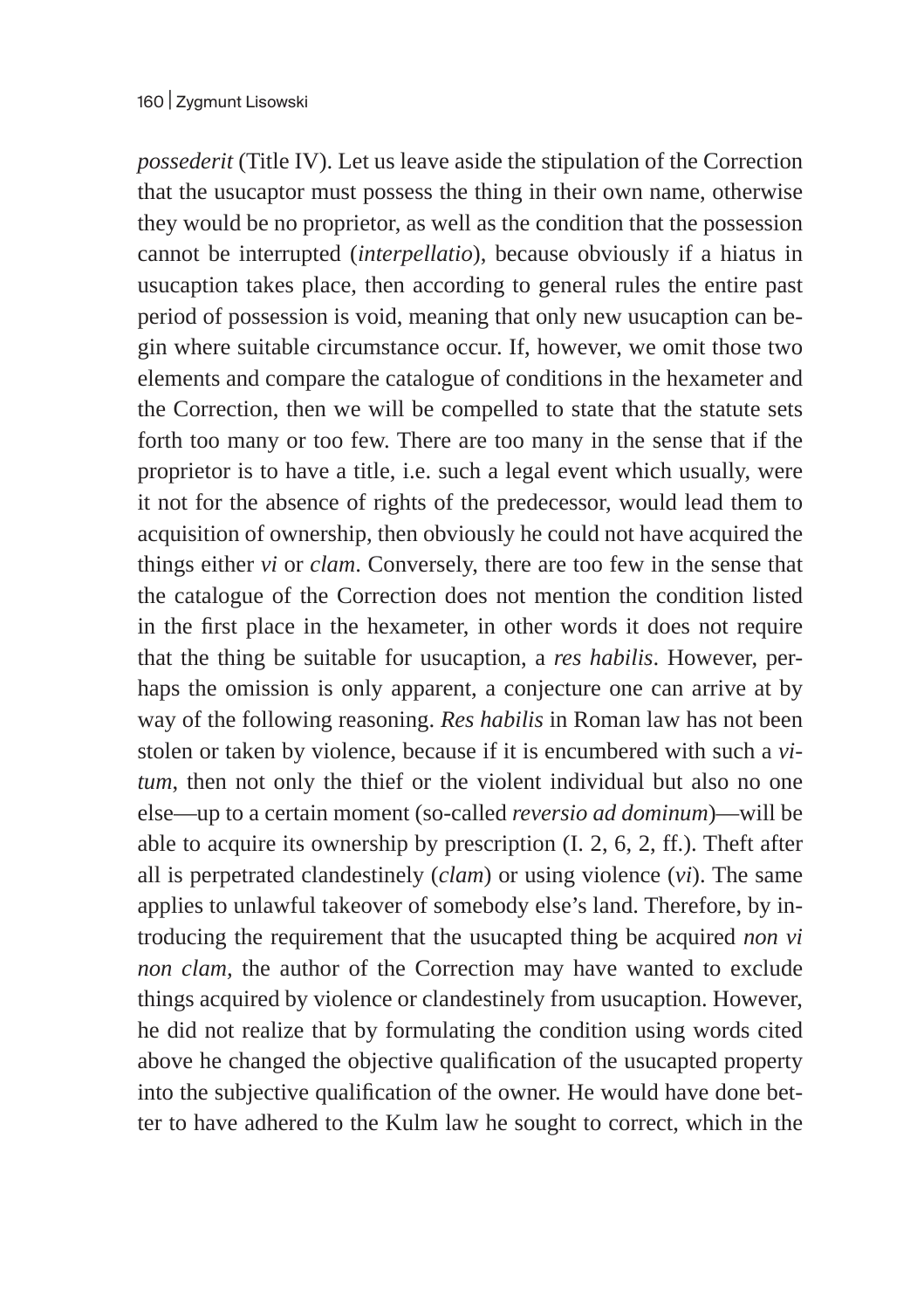*possederit* (Title IV). Let us leave aside the stipulation of the Correction that the usucaptor must possess the thing in their own name, otherwise they would be no proprietor, as well as the condition that the possession cannot be interrupted (*interpellatio*), because obviously if a hiatus in usucaption takes place, then according to general rules the entire past period of possession is void, meaning that only new usucaption can begin where suitable circumstance occur. If, however, we omit those two elements and compare the catalogue of conditions in the hexameter and the Correction, then we will be compelled to state that the statute sets forth too many or too few. There are too many in the sense that if the proprietor is to have a title, i.e. such a legal event which usually, were it not for the absence of rights of the predecessor, would lead them to acquisition of ownership, then obviously he could not have acquired the things either *vi* or *clam*. Conversely, there are too few in the sense that the catalogue of the Correction does not mention the condition listed in the first place in the hexameter, in other words it does not require that the thing be suitable for usucaption, a *res habilis*. However, perhaps the omission is only apparent, a conjecture one can arrive at by way of the following reasoning. *Res habilis* in Roman law has not been stolen or taken by violence, because if it is encumbered with such a *vitum*, then not only the thief or the violent individual but also no one else—up to a certain moment (so-called *reversio ad dominum*)—will be able to acquire its ownership by prescription (I. 2, 6, 2, ff.). Theft after all is perpetrated clandestinely (*clam*) or using violence (*vi*). The same applies to unlawful takeover of somebody else's land. Therefore, by introducing the requirement that the usucapted thing be acquired *non vi non clam*, the author of the Correction may have wanted to exclude things acquired by violence or clandestinely from usucaption. However, he did not realize that by formulating the condition using words cited above he changed the objective qualification of the usucapted property into the subjective qualification of the owner. He would have done better to have adhered to the Kulm law he sought to correct, which in the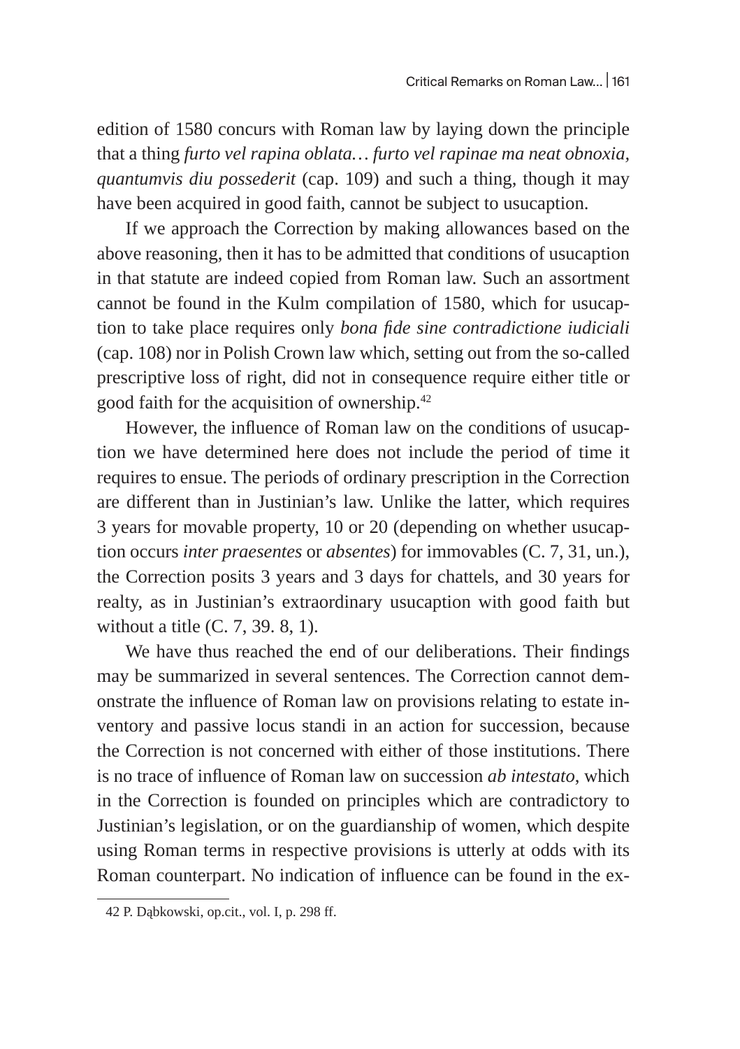edition of 1580 concurs with Roman law by laying down the principle that a thing *furto vel rapina oblata… furto vel rapinae ma neat obnoxia, quantumvis diu possederit* (cap. 109) and such a thing, though it may have been acquired in good faith, cannot be subject to usucaption.

If we approach the Correction by making allowances based on the above reasoning, then it has to be admitted that conditions of usucaption in that statute are indeed copied from Roman law. Such an assortment cannot be found in the Kulm compilation of 1580, which for usucaption to take place requires only *bona fide sine contradictione iudiciali* (cap. 108) nor in Polish Crown law which, setting out from the so-called prescriptive loss of right, did not in consequence require either title or good faith for the acquisition of ownership.[42]

However, the influence of Roman law on the conditions of usucaption we have determined here does not include the period of time it requires to ensue. The periods of ordinary prescription in the Correction are different than in Justinian's law. Unlike the latter, which requires 3 years for movable property, 10 or 20 (depending on whether usucaption occurs *inter praesentes* or *absentes*) for immovables (C. 7, 31, un.), the Correction posits 3 years and 3 days for chattels, and 30 years for realty, as in Justinian's extraordinary usucaption with good faith but without a title (C. 7, 39. 8, 1).

We have thus reached the end of our deliberations. Their findings may be summarized in several sentences. The Correction cannot demonstrate the influence of Roman law on provisions relating to estate inventory and passive locus standi in an action for succession, because the Correction is not concerned with either of those institutions. There is no trace of influence of Roman law on succession *ab intestato*, which in the Correction is founded on principles which are contradictory to Justinian's legislation, or on the guardianship of women, which despite using Roman terms in respective provisions is utterly at odds with its Roman counterpart. No indication of influence can be found in the ex-

42 P. Dąbkowski, op.cit., vol. I, p. 298 ff.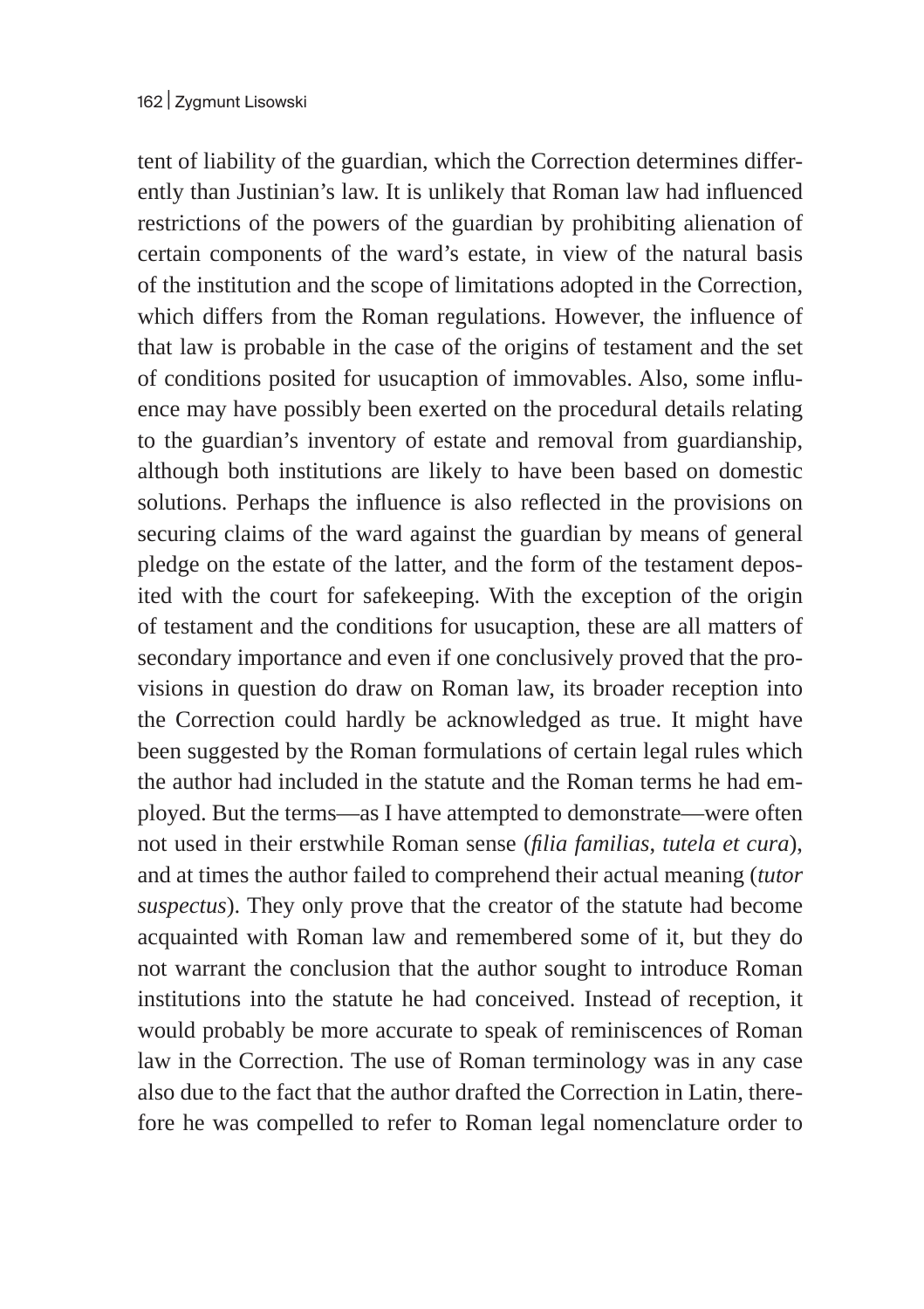tent of liability of the guardian, which the Correction determines differently than Justinian's law. It is unlikely that Roman law had influenced restrictions of the powers of the guardian by prohibiting alienation of certain components of the ward's estate, in view of the natural basis of the institution and the scope of limitations adopted in the Correction, which differs from the Roman regulations. However, the influence of that law is probable in the case of the origins of testament and the set of conditions posited for usucaption of immovables. Also, some influence may have possibly been exerted on the procedural details relating to the guardian's inventory of estate and removal from guardianship, although both institutions are likely to have been based on domestic solutions. Perhaps the influence is also reflected in the provisions on securing claims of the ward against the guardian by means of general pledge on the estate of the latter, and the form of the testament deposited with the court for safekeeping. With the exception of the origin of testament and the conditions for usucaption, these are all matters of secondary importance and even if one conclusively proved that the provisions in question do draw on Roman law, its broader reception into the Correction could hardly be acknowledged as true. It might have been suggested by the Roman formulations of certain legal rules which the author had included in the statute and the Roman terms he had employed. But the terms—as I have attempted to demonstrate—were often not used in their erstwhile Roman sense (*filia familias*, *tutela et cura*), and at times the author failed to comprehend their actual meaning (*tutor suspectus*). They only prove that the creator of the statute had become acquainted with Roman law and remembered some of it, but they do not warrant the conclusion that the author sought to introduce Roman institutions into the statute he had conceived. Instead of reception, it would probably be more accurate to speak of reminiscences of Roman law in the Correction. The use of Roman terminology was in any case also due to the fact that the author drafted the Correction in Latin, therefore he was compelled to refer to Roman legal nomenclature order to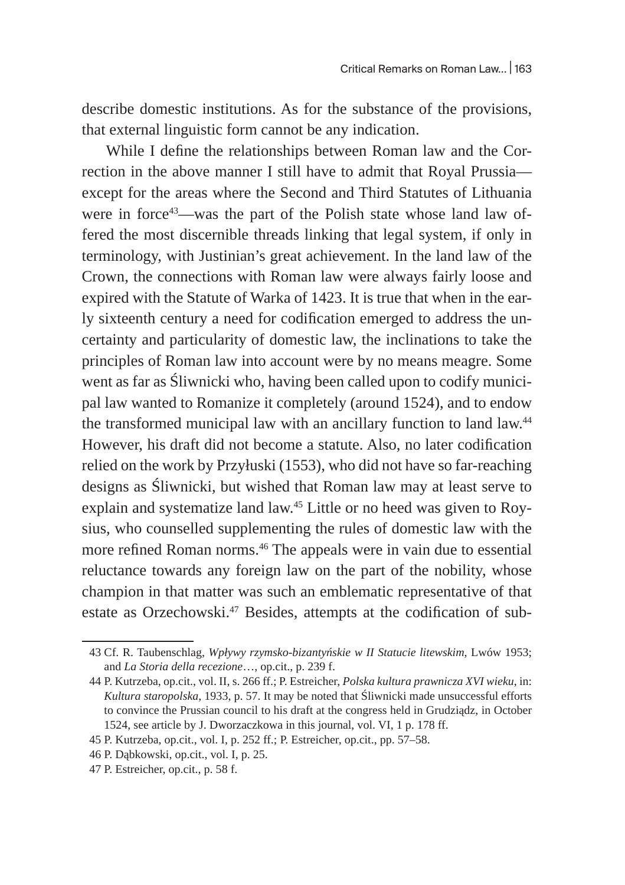describe domestic institutions. As for the substance of the provisions, that external linguistic form cannot be any indication.

While I define the relationships between Roman law and the Correction in the above manner I still have to admit that Royal Prussia—except for the areas where the Second and Third Statutes of Lithuania were in force[43]—was the part of the Polish state whose land law offered the most discernible threads linking that legal system, if only in terminology, with Justinian's great achievement. In the land law of the Crown, the connections with Roman law were always fairly loose and expired with the Statute of Warka of 1423. It is true that when in the early sixteenth century a need for codification emerged to address the uncertainty and particularity of domestic law, the inclinations to take the principles of Roman law into account were by no means meagre. Some went as far as Śliwnicki who, having been called upon to codify municipal law wanted to Romanize it completely (around 1524), and to endow the transformed municipal law with an ancillary function to land law.[44] However, his draft did not become a statute. Also, no later codification relied on the work by Przyłuski (1553), who did not have so far-reaching designs as Śliwnicki, but wished that Roman law may at least serve to explain and systematize land law.[45] Little or no heed was given to Roysius, who counselled supplementing the rules of domestic law with the more refined Roman norms.[46] The appeals were in vain due to essential reluctance towards any foreign law on the part of the nobility, whose champion in that matter was such an emblematic representative of that estate as Orzechowski.[47] Besides, attempts at the codification of sub-

---

43 Cf. R. Taubenschlag, *Wpływy rzymsko-bizantyńskie w II Statucie litewskim*, Lwów 1953; and *La Storia della recezione*…, op.cit., p. 239 f.

44 P. Kutrzeba, op.cit., vol. II, s. 266 ff.; P. Estreicher, *Polska kultura prawnicza XVI wieku*, in: *Kultura staropolska*, 1933, p. 57. It may be noted that Śliwnicki made unsuccessful efforts to convince the Prussian council to his draft at the congress held in Grudziądz, in October 1524, see article by J. Dworzaczkowa in this journal, vol. VI, 1 p. 178 ff.

45 P. Kutrzeba, op.cit., vol. I, p. 252 ff.; P. Estreicher, op.cit., pp. 57–58.

46 P. Dąbkowski, op.cit., vol. I, p. 25.

47 P. Estreicher, op.cit., p. 58 f.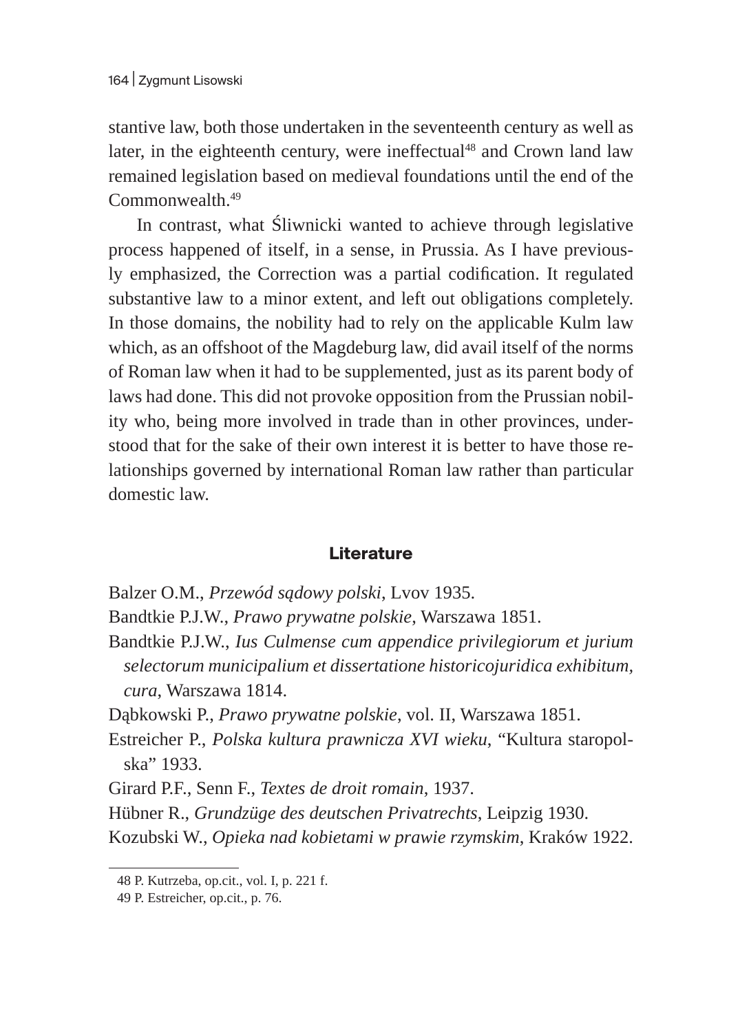stantive law, both those undertaken in the seventeenth century as well as later, in the eighteenth century, were ineffectual[48] and Crown land law remained legislation based on medieval foundations until the end of the Commonwealth.[49]

In contrast, what Śliwnicki wanted to achieve through legislative process happened of itself, in a sense, in Prussia. As I have previously emphasized, the Correction was a partial codification. It regulated substantive law to a minor extent, and left out obligations completely. In those domains, the nobility had to rely on the applicable Kulm law which, as an offshoot of the Magdeburg law, did avail itself of the norms of Roman law when it had to be supplemented, just as its parent body of laws had done. This did not provoke opposition from the Prussian nobility who, being more involved in trade than in other provinces, understood that for the sake of their own interest it is better to have those relationships governed by international Roman law rather than particular domestic law.

## Literature

Balzer O.M., *Przewód sądowy polski*, Lvov 1935.

Bandtkie P.J.W., *Prawo prywatne polskie*, Warszawa 1851.

Bandtkie P.J.W., *Ius Culmense cum appendice privilegiorum et jurium selectorum municipalium et dissertatione historicojuridica exhibitum, cura*, Warszawa 1814.

Dąbkowski P., *Prawo prywatne polskie*, vol. II, Warszawa 1851.

Estreicher P., *Polska kultura prawnicza XVI wieku*, "Kultura staropolska" 1933.

Girard P.F., Senn F., *Textes de droit romain*, 1937.

Hübner R., *Grundzüge des deutschen Privatrechts*, Leipzig 1930.

Kozubski W., *Opieka nad kobietami w prawie rzymskim*, Kraków 1922.

48 P. Kutrzeba, op.cit., vol. I, p. 221 f.

49 P. Estreicher, op.cit., p. 76.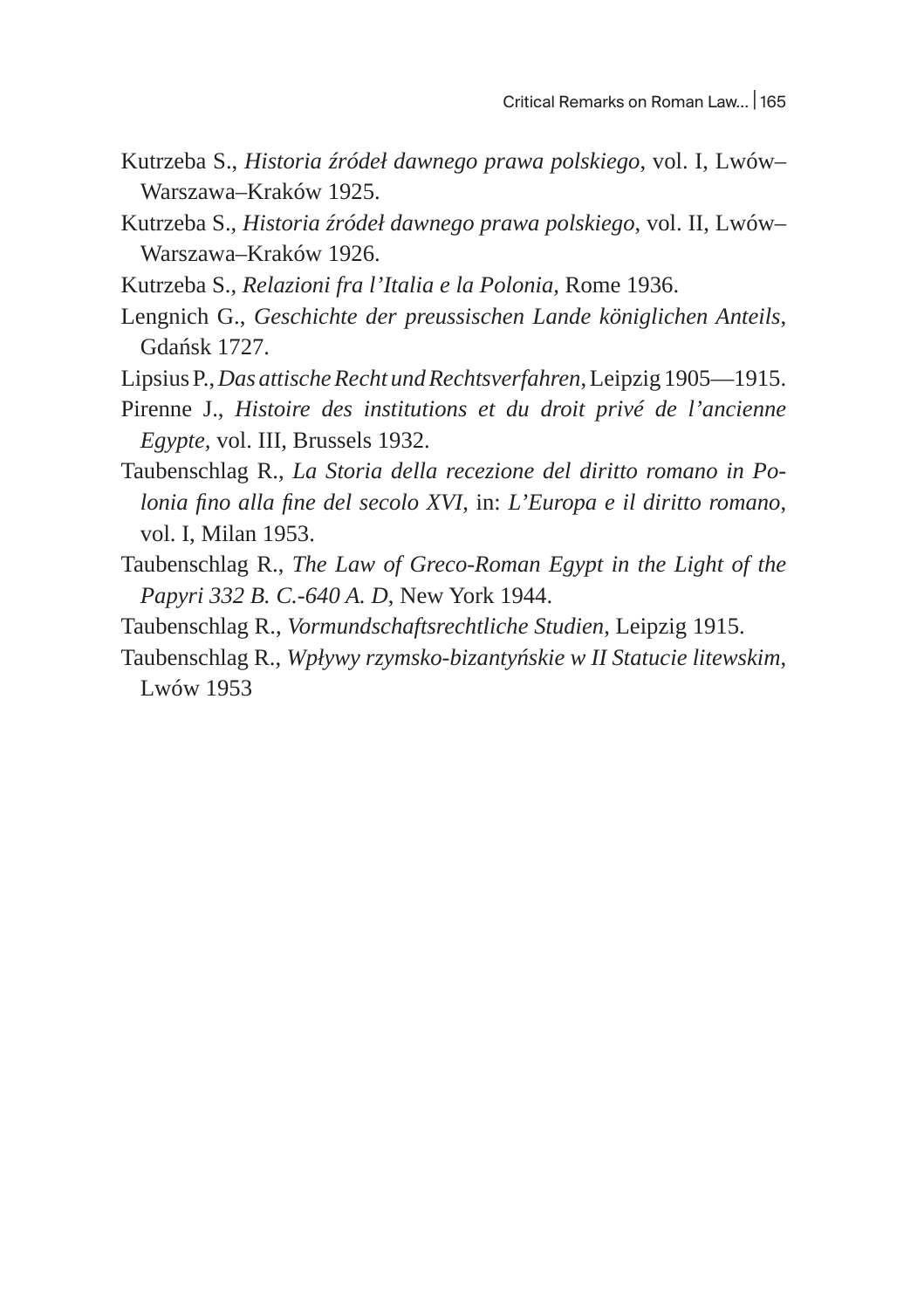Kutrzeba S., *Historia źródeł dawnego prawa polskiego*, vol. I, Lwów–Warszawa–Kraków 1925.

Kutrzeba S., *Historia źródeł dawnego prawa polskiego*, vol. II, Lwów–Warszawa–Kraków 1926.

Kutrzeba S., *Relazioni fra l'Italia e la Polonia*, Rome 1936.

Lengnich G., *Geschichte der preussischen Lande königlichen Anteils*, Gdańsk 1727.

Lipsius P., *Das attische Recht und Rechtsverfahren*, Leipzig 1905—1915.

Pirenne J., *Histoire des institutions et du droit privé de l'ancienne Egypte*, vol. III, Brussels 1932.

Taubenschlag R., *La Storia della recezione del diritto romano in Polonia fino alla fine del secolo XVI*, in: *L'Europa e il diritto romano*, vol. I, Milan 1953.

Taubenschlag R., *The Law of Greco-Roman Egypt in the Light of the Papyri 332 B. C.-640 A. D*, New York 1944.

Taubenschlag R., *Vormundschaftsrechtliche Studien*, Leipzig 1915.

Taubenschlag R., *Wpływy rzymsko-bizantyńskie w II Statucie litewskim*, Lwów 1953